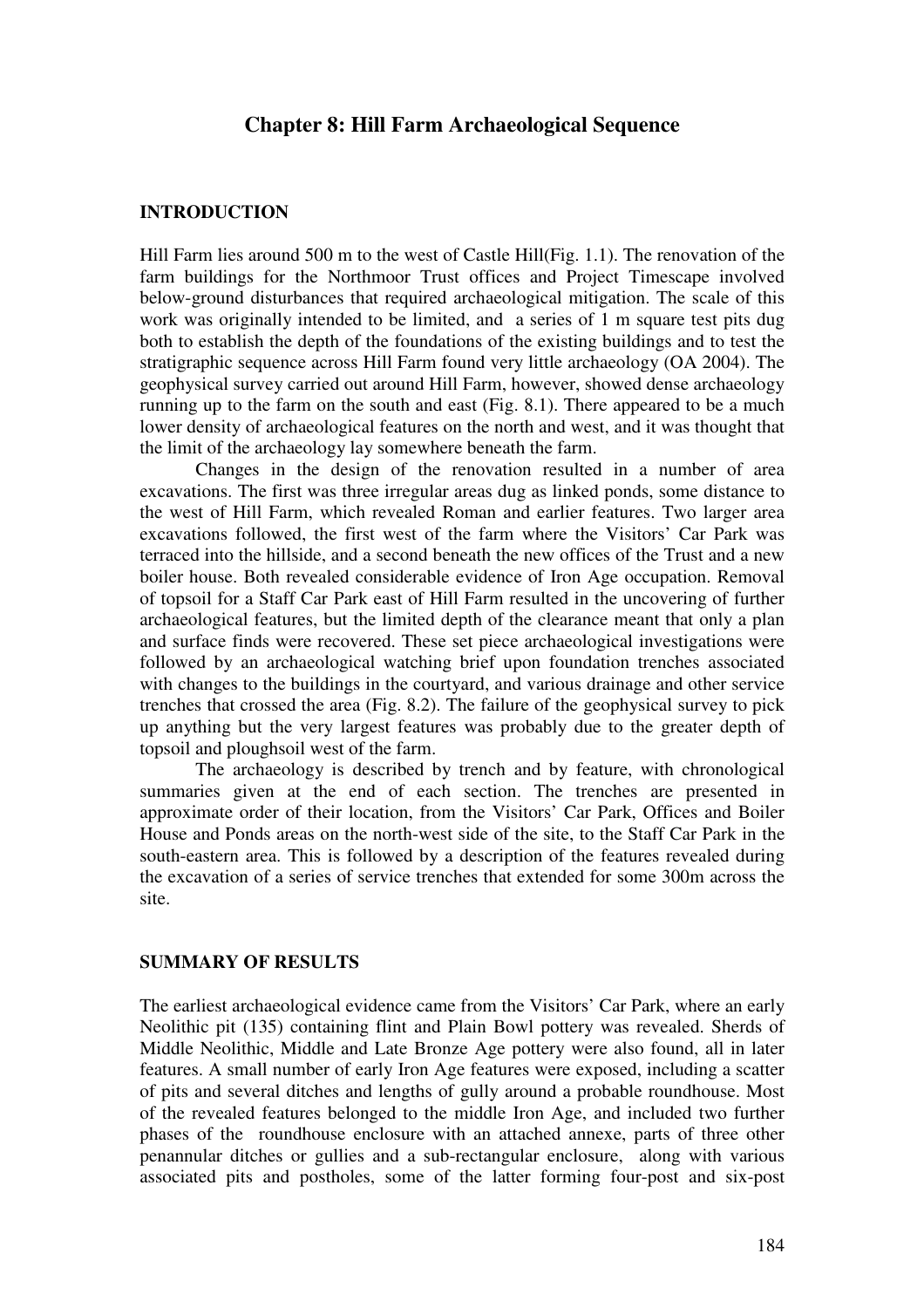# Chapter 8: Hill Farm Archaeological Sequence

## INTRODUCTION

Hill Farm lies around 500 m to the west of Castle Hill(Fig. 1.1). The renovation of the farm buildings for the Northmoor Trust offices and Project Timescape involved below-ground disturbances that required archaeological mitigation. The scale of this work was originally intended to be limited, and a series of 1 m square test pits dug both to establish the depth of the foundations of the existing buildings and to test the stratigraphic sequence across Hill Farm found very little archaeology (OA 2004). The geophysical survey carried out around Hill Farm, however, showed dense archaeology running up to the farm on the south and east (Fig. 8.1). There appeared to be a much lower density of archaeological features on the north and west, and it was thought that the limit of the archaeology lay somewhere beneath the farm.

Changes in the design of the renovation resulted in a number of area excavations. The first was three irregular areas dug as linked ponds, some distance to the west of Hill Farm, which revealed Roman and earlier features. Two larger area excavations followed, the first west of the farm where the Visitors' Car Park was terraced into the hillside, and a second beneath the new offices of the Trust and a new boiler house. Both revealed considerable evidence of Iron Age occupation. Removal of topsoil for a Staff Car Park east of Hill Farm resulted in the uncovering of further archaeological features, but the limited depth of the clearance meant that only a plan and surface finds were recovered. These set piece archaeological investigations were followed by an archaeological watching brief upon foundation trenches associated with changes to the buildings in the courtyard, and various drainage and other service trenches that crossed the area (Fig. 8.2). The failure of the geophysical survey to pick up anything but the very largest features was probably due to the greater depth of topsoil and ploughsoil west of the farm.

The archaeology is described by trench and by feature, with chronological summaries given at the end of each section. The trenches are presented in approximate order of their location, from the Visitors' Car Park, Offices and Boiler House and Ponds areas on the north-west side of the site, to the Staff Car Park in the south-eastern area. This is followed by a description of the features revealed during the excavation of a series of service trenches that extended for some 300m across the site.

## SUMMARY OF RESULTS

The earliest archaeological evidence came from the Visitors' Car Park, where an early Neolithic pit (135) containing flint and Plain Bowl pottery was revealed. Sherds of Middle Neolithic, Middle and Late Bronze Age pottery were also found, all in later features. A small number of early Iron Age features were exposed, including a scatter of pits and several ditches and lengths of gully around a probable roundhouse. Most of the revealed features belonged to the middle Iron Age, and included two further phases of the roundhouse enclosure with an attached annexe, parts of three other penannular ditches or gullies and a sub-rectangular enclosure, along with various associated pits and postholes, some of the latter forming four-post and six-post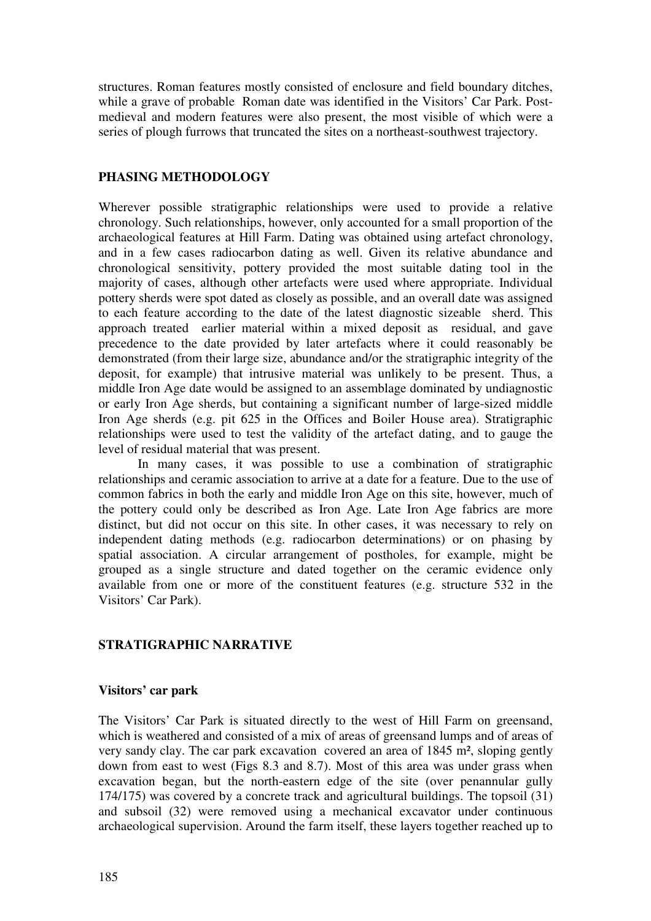structures. Roman features mostly consisted of enclosure and field boundary ditches, while a grave of probable Roman date was identified in the Visitors' Car Park. Post-medieval and modern features were also present, the most visible of which were a series of plough furrows that truncated the sites on a northeast-southwest trajectory.

## PHASING METHODOLOGY

Wherever possible stratigraphic relationships were used to provide a relative chronology. Such relationships, however, only accounted for a small proportion of the archaeological features at Hill Farm. Dating was obtained using artefact chronology, and in a few cases radiocarbon dating as well. Given its relative abundance and chronological sensitivity, pottery provided the most suitable dating tool in the majority of cases, although other artefacts were used where appropriate. Individual pottery sherds were spot dated as closely as possible, and an overall date was assigned to each feature according to the date of the latest diagnostic sizeable sherd. This approach treated earlier material within a mixed deposit as residual, and gave precedence to the date provided by later artefacts where it could reasonably be demonstrated (from their large size, abundance and/or the stratigraphic integrity of the deposit, for example) that intrusive material was unlikely to be present. Thus, a middle Iron Age date would be assigned to an assemblage dominated by undiagnostic or early Iron Age sherds, but containing a significant number of large-sized middle Iron Age sherds (e.g. pit 625 in the Offices and Boiler House area). Stratigraphic relationships were used to test the validity of the artefact dating, and to gauge the level of residual material that was present.

In many cases, it was possible to use a combination of stratigraphic relationships and ceramic association to arrive at a date for a feature. Due to the use of common fabrics in both the early and middle Iron Age on this site, however, much of the pottery could only be described as Iron Age. Late Iron Age fabrics are more distinct, but did not occur on this site. In other cases, it was necessary to rely on independent dating methods (e.g. radiocarbon determinations) or on phasing by spatial association. A circular arrangement of postholes, for example, might be grouped as a single structure and dated together on the ceramic evidence only available from one or more of the constituent features (e.g. structure 532 in the Visitors' Car Park).

## STRATIGRAPHIC NARRATIVE

### Visitors' car park

The Visitors' Car Park is situated directly to the west of Hill Farm on greensand, which is weathered and consisted of a mix of areas of greensand lumps and of areas of very sandy clay. The car park excavation covered an area of 1845 m², sloping gently down from east to west (Figs 8.3 and 8.7). Most of this area was under grass when excavation began, but the north-eastern edge of the site (over penannular gully 174/175) was covered by a concrete track and agricultural buildings. The topsoil (31) and subsoil (32) were removed using a mechanical excavator under continuous archaeological supervision. Around the farm itself, these layers together reached up to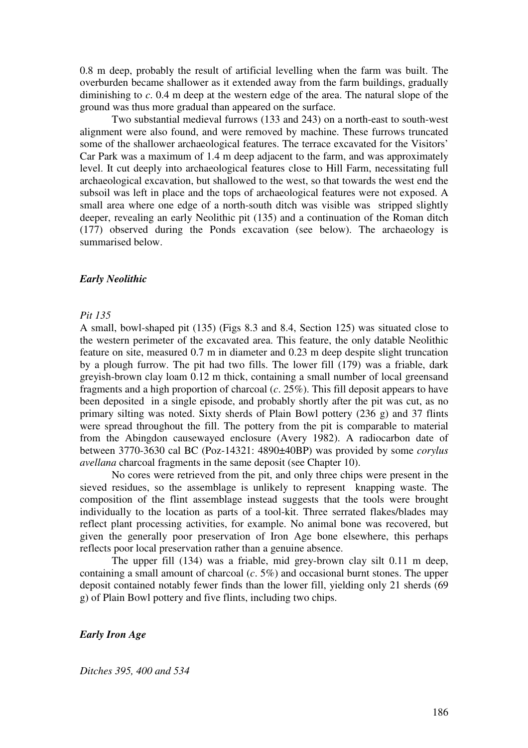0.8 m deep, probably the result of artificial levelling when the farm was built. The overburden became shallower as it extended away from the farm buildings, gradually diminishing to *c*. 0.4 m deep at the western edge of the area. The natural slope of the ground was thus more gradual than appeared on the surface.

Two substantial medieval furrows (133 and 243) on a north-east to south-west alignment were also found, and were removed by machine. These furrows truncated some of the shallower archaeological features. The terrace excavated for the Visitors' Car Park was a maximum of 1.4 m deep adjacent to the farm, and was approximately level. It cut deeply into archaeological features close to Hill Farm, necessitating full archaeological excavation, but shallowed to the west, so that towards the west end the subsoil was left in place and the tops of archaeological features were not exposed. A small area where one edge of a north-south ditch was visible was stripped slightly deeper, revealing an early Neolithic pit (135) and a continuation of the Roman ditch (177) observed during the Ponds excavation (see below). The archaeology is summarised below.

### *Early Neolithic*

#### *Pit 135*

A small, bowl-shaped pit (135) (Figs 8.3 and 8.4, Section 125) was situated close to the western perimeter of the excavated area. This feature, the only datable Neolithic feature on site, measured 0.7 m in diameter and 0.23 m deep despite slight truncation by a plough furrow. The pit had two fills. The lower fill (179) was a friable, dark greyish-brown clay loam 0.12 m thick, containing a small number of local greensand fragments and a high proportion of charcoal (*c*. 25%). This fill deposit appears to have been deposited in a single episode, and probably shortly after the pit was cut, as no primary silting was noted. Sixty sherds of Plain Bowl pottery (236 g) and 37 flints were spread throughout the fill. The pottery from the pit is comparable to material from the Abingdon causewayed enclosure (Avery 1982). A radiocarbon date of between 3770-3630 cal BC (Poz-14321: 4890±40BP) was provided by some *corylus avellana* charcoal fragments in the same deposit (see Chapter 10).

No cores were retrieved from the pit, and only three chips were present in the sieved residues, so the assemblage is unlikely to represent knapping waste. The composition of the flint assemblage instead suggests that the tools were brought individually to the location as parts of a tool-kit. Three serrated flakes/blades may reflect plant processing activities, for example. No animal bone was recovered, but given the generally poor preservation of Iron Age bone elsewhere, this perhaps reflects poor local preservation rather than a genuine absence.

The upper fill (134) was a friable, mid grey-brown clay silt 0.11 m deep, containing a small amount of charcoal (*c*. 5%) and occasional burnt stones. The upper deposit contained notably fewer finds than the lower fill, yielding only 21 sherds (69 g) of Plain Bowl pottery and five flints, including two chips.

### *Early Iron Age*

#### *Ditches 395, 400 and 534*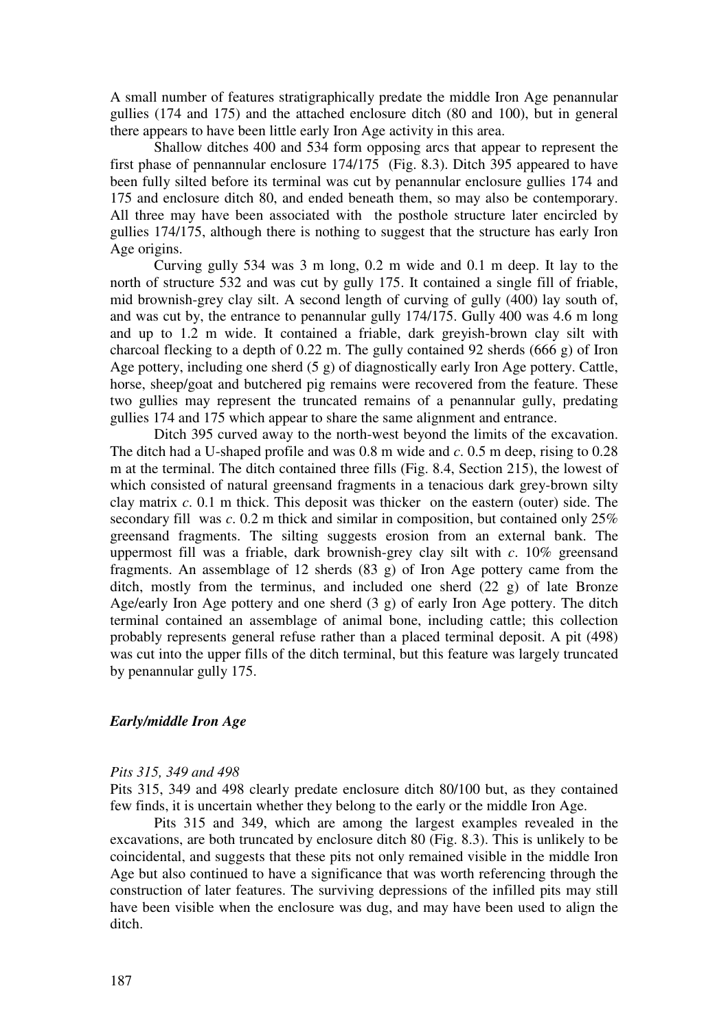A small number of features stratigraphically predate the middle Iron Age penannular gullies (174 and 175) and the attached enclosure ditch (80 and 100), but in general there appears to have been little early Iron Age activity in this area.

Shallow ditches 400 and 534 form opposing arcs that appear to represent the first phase of pennannular enclosure 174/175 (Fig. 8.3). Ditch 395 appeared to have been fully silted before its terminal was cut by penannular enclosure gullies 174 and 175 and enclosure ditch 80, and ended beneath them, so may also be contemporary. All three may have been associated with the posthole structure later encircled by gullies 174/175, although there is nothing to suggest that the structure has early Iron Age origins.

Curving gully 534 was 3 m long, 0.2 m wide and 0.1 m deep. It lay to the north of structure 532 and was cut by gully 175. It contained a single fill of friable, mid brownish-grey clay silt. A second length of curving of gully (400) lay south of, and was cut by, the entrance to penannular gully 174/175. Gully 400 was 4.6 m long and up to 1.2 m wide. It contained a friable, dark greyish-brown clay silt with charcoal flecking to a depth of 0.22 m. The gully contained 92 sherds (666 g) of Iron Age pottery, including one sherd (5 g) of diagnostically early Iron Age pottery. Cattle, horse, sheep/goat and butchered pig remains were recovered from the feature. These two gullies may represent the truncated remains of a penannular gully, predating gullies 174 and 175 which appear to share the same alignment and entrance.

Ditch 395 curved away to the north-west beyond the limits of the excavation. The ditch had a U-shaped profile and was 0.8 m wide and *c*. 0.5 m deep, rising to 0.28 m at the terminal. The ditch contained three fills (Fig. 8.4, Section 215), the lowest of which consisted of natural greensand fragments in a tenacious dark grey-brown silty clay matrix *c*. 0.1 m thick. This deposit was thicker on the eastern (outer) side. The secondary fill was *c*. 0.2 m thick and similar in composition, but contained only 25% greensand fragments. The silting suggests erosion from an external bank. The uppermost fill was a friable, dark brownish-grey clay silt with *c*. 10% greensand fragments. An assemblage of 12 sherds (83 g) of Iron Age pottery came from the ditch, mostly from the terminus, and included one sherd (22 g) of late Bronze Age/early Iron Age pottery and one sherd (3 g) of early Iron Age pottery. The ditch terminal contained an assemblage of animal bone, including cattle; this collection probably represents general refuse rather than a placed terminal deposit. A pit (498) was cut into the upper fills of the ditch terminal, but this feature was largely truncated by penannular gully 175.

### *Early/middle Iron Age*

#### *Pits 315, 349 and 498*

Pits 315, 349 and 498 clearly predate enclosure ditch 80/100 but, as they contained few finds, it is uncertain whether they belong to the early or the middle Iron Age.

Pits 315 and 349, which are among the largest examples revealed in the excavations, are both truncated by enclosure ditch 80 (Fig. 8.3). This is unlikely to be coincidental, and suggests that these pits not only remained visible in the middle Iron Age but also continued to have a significance that was worth referencing through the construction of later features. The surviving depressions of the infilled pits may still have been visible when the enclosure was dug, and may have been used to align the ditch.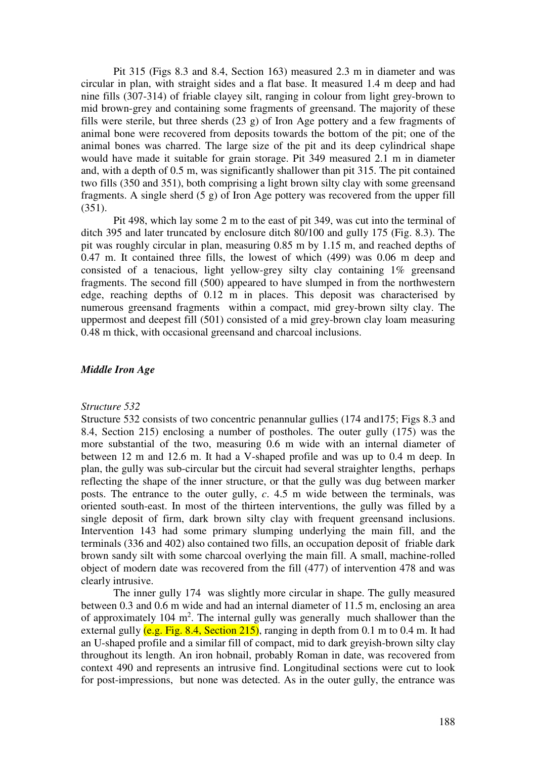Pit 315 (Figs 8.3 and 8.4, Section 163) measured 2.3 m in diameter and was circular in plan, with straight sides and a flat base. It measured 1.4 m deep and had nine fills (307-314) of friable clayey silt, ranging in colour from light grey-brown to mid brown-grey and containing some fragments of greensand. The majority of these fills were sterile, but three sherds (23 g) of Iron Age pottery and a few fragments of animal bone were recovered from deposits towards the bottom of the pit; one of the animal bones was charred. The large size of the pit and its deep cylindrical shape would have made it suitable for grain storage. Pit 349 measured 2.1 m in diameter and, with a depth of 0.5 m, was significantly shallower than pit 315. The pit contained two fills (350 and 351), both comprising a light brown silty clay with some greensand fragments. A single sherd (5 g) of Iron Age pottery was recovered from the upper fill (351).

Pit 498, which lay some 2 m to the east of pit 349, was cut into the terminal of ditch 395 and later truncated by enclosure ditch 80/100 and gully 175 (Fig. 8.3). The pit was roughly circular in plan, measuring 0.85 m by 1.15 m, and reached depths of 0.47 m. It contained three fills, the lowest of which (499) was 0.06 m deep and consisted of a tenacious, light yellow-grey silty clay containing 1% greensand fragments. The second fill (500) appeared to have slumped in from the northwestern edge, reaching depths of 0.12 m in places. This deposit was characterised by numerous greensand fragments within a compact, mid grey-brown silty clay. The uppermost and deepest fill (501) consisted of a mid grey-brown clay loam measuring 0.48 m thick, with occasional greensand and charcoal inclusions.

### *Middle Iron Age*

#### *Structure 532*

Structure 532 consists of two concentric penannular gullies (174 and175; Figs 8.3 and 8.4, Section 215) enclosing a number of postholes. The outer gully (175) was the more substantial of the two, measuring 0.6 m wide with an internal diameter of between 12 m and 12.6 m. It had a V-shaped profile and was up to 0.4 m deep. In plan, the gully was sub-circular but the circuit had several straighter lengths, perhaps reflecting the shape of the inner structure, or that the gully was dug between marker posts. The entrance to the outer gully, *c*. 4.5 m wide between the terminals, was oriented south-east. In most of the thirteen interventions, the gully was filled by a single deposit of firm, dark brown silty clay with frequent greensand inclusions. Intervention 143 had some primary slumping underlying the main fill, and the terminals (336 and 402) also contained two fills, an occupation deposit of friable dark brown sandy silt with some charcoal overlying the main fill. A small, machine-rolled object of modern date was recovered from the fill (477) of intervention 478 and was clearly intrusive.

The inner gully 174 was slightly more circular in shape. The gully measured between 0.3 and 0.6 m wide and had an internal diameter of 11.5 m, enclosing an area of approximately 104 m$^2$. The internal gully was generally much shallower than the external gully (e.g. Fig. 8.4, Section 215), ranging in depth from 0.1 m to 0.4 m. It had an U-shaped profile and a similar fill of compact, mid to dark greyish-brown silty clay throughout its length. An iron hobnail, probably Roman in date, was recovered from context 490 and represents an intrusive find. Longitudinal sections were cut to look for post-impressions, but none was detected. As in the outer gully, the entrance was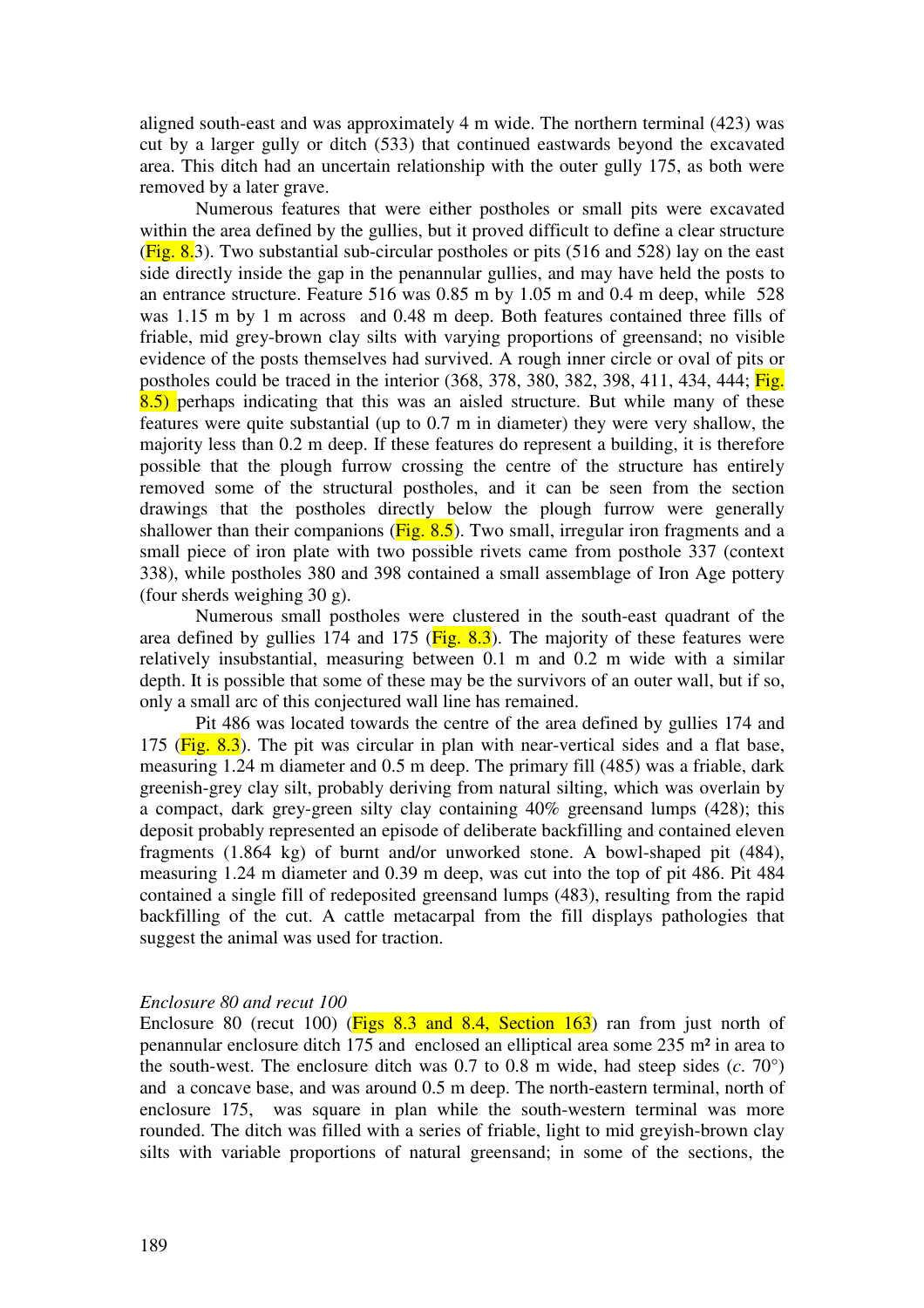aligned south-east and was approximately 4 m wide. The northern terminal (423) was cut by a larger gully or ditch (533) that continued eastwards beyond the excavated area. This ditch had an uncertain relationship with the outer gully 175, as both were removed by a later grave.

Numerous features that were either postholes or small pits were excavated within the area defined by the gullies, but it proved difficult to define a clear structure (Fig. 8.3). Two substantial sub-circular postholes or pits (516 and 528) lay on the east side directly inside the gap in the penannular gullies, and may have held the posts to an entrance structure. Feature 516 was 0.85 m by 1.05 m and 0.4 m deep, while 528 was 1.15 m by 1 m across and 0.48 m deep. Both features contained three fills of friable, mid grey-brown clay silts with varying proportions of greensand; no visible evidence of the posts themselves had survived. A rough inner circle or oval of pits or postholes could be traced in the interior (368, 378, 380, 382, 398, 411, 434, 444; Fig. 8.5) perhaps indicating that this was an aisled structure. But while many of these features were quite substantial (up to 0.7 m in diameter) they were very shallow, the majority less than 0.2 m deep. If these features do represent a building, it is therefore possible that the plough furrow crossing the centre of the structure has entirely removed some of the structural postholes, and it can be seen from the section drawings that the postholes directly below the plough furrow were generally shallower than their companions (Fig. 8.5). Two small, irregular iron fragments and a small piece of iron plate with two possible rivets came from posthole 337 (context 338), while postholes 380 and 398 contained a small assemblage of Iron Age pottery (four sherds weighing 30 g).

Numerous small postholes were clustered in the south-east quadrant of the area defined by gullies 174 and 175 (Fig. 8.3). The majority of these features were relatively insubstantial, measuring between 0.1 m and 0.2 m wide with a similar depth. It is possible that some of these may be the survivors of an outer wall, but if so, only a small arc of this conjectured wall line has remained.

Pit 486 was located towards the centre of the area defined by gullies 174 and 175 (Fig. 8.3). The pit was circular in plan with near-vertical sides and a flat base, measuring 1.24 m diameter and 0.5 m deep. The primary fill (485) was a friable, dark greenish-grey clay silt, probably deriving from natural silting, which was overlain by a compact, dark grey-green silty clay containing 40% greensand lumps (428); this deposit probably represented an episode of deliberate backfilling and contained eleven fragments (1.864 kg) of burnt and/or unworked stone. A bowl-shaped pit (484), measuring 1.24 m diameter and 0.39 m deep, was cut into the top of pit 486. Pit 484 contained a single fill of redeposited greensand lumps (483), resulting from the rapid backfilling of the cut. A cattle metacarpal from the fill displays pathologies that suggest the animal was used for traction.

*Enclosure 80 and recut 100*

Enclosure 80 (recut 100) (Figs 8.3 and 8.4, Section 163) ran from just north of penannular enclosure ditch 175 and enclosed an elliptical area some 235 m² in area to the south-west. The enclosure ditch was 0.7 to 0.8 m wide, had steep sides (*c*. 70°) and a concave base, and was around 0.5 m deep. The north-eastern terminal, north of enclosure 175, was square in plan while the south-western terminal was more rounded. The ditch was filled with a series of friable, light to mid greyish-brown clay silts with variable proportions of natural greensand; in some of the sections, the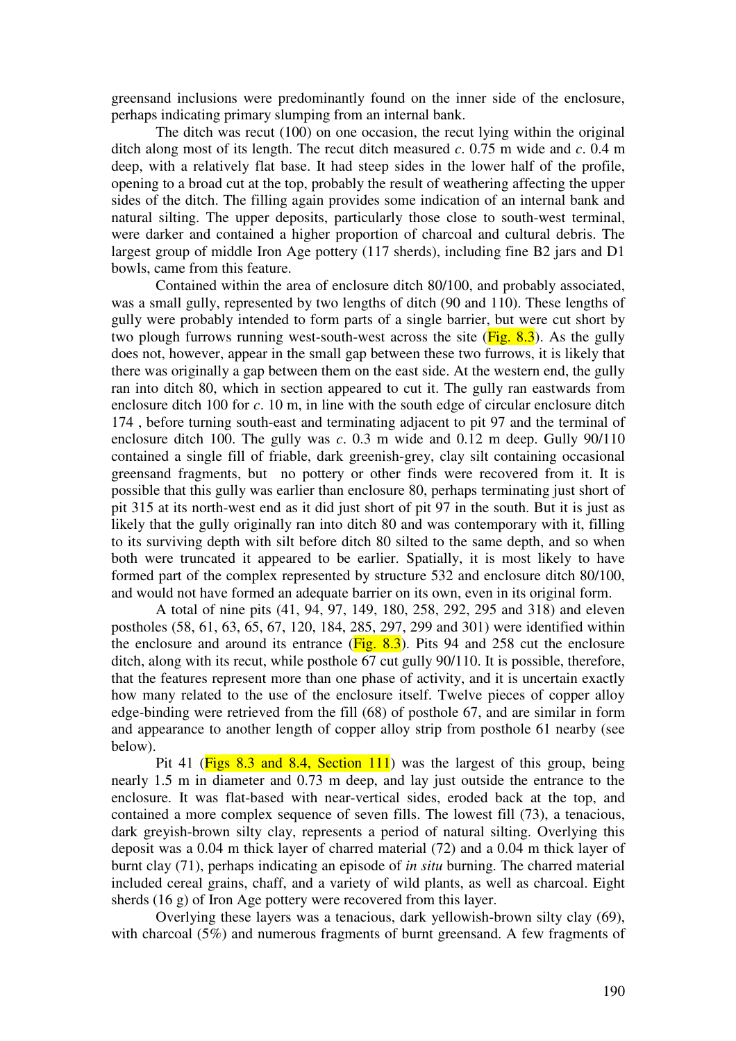greensand inclusions were predominantly found on the inner side of the enclosure, perhaps indicating primary slumping from an internal bank.

The ditch was recut (100) on one occasion, the recut lying within the original ditch along most of its length. The recut ditch measured *c*. 0.75 m wide and *c*. 0.4 m deep, with a relatively flat base. It had steep sides in the lower half of the profile, opening to a broad cut at the top, probably the result of weathering affecting the upper sides of the ditch. The filling again provides some indication of an internal bank and natural silting. The upper deposits, particularly those close to south-west terminal, were darker and contained a higher proportion of charcoal and cultural debris. The largest group of middle Iron Age pottery (117 sherds), including fine B2 jars and D1 bowls, came from this feature.

Contained within the area of enclosure ditch 80/100, and probably associated, was a small gully, represented by two lengths of ditch (90 and 110). These lengths of gully were probably intended to form parts of a single barrier, but were cut short by two plough furrows running west-south-west across the site (Fig. 8.3). As the gully does not, however, appear in the small gap between these two furrows, it is likely that there was originally a gap between them on the east side. At the western end, the gully ran into ditch 80, which in section appeared to cut it. The gully ran eastwards from enclosure ditch 100 for *c*. 10 m, in line with the south edge of circular enclosure ditch 174 , before turning south-east and terminating adjacent to pit 97 and the terminal of enclosure ditch 100. The gully was *c*. 0.3 m wide and 0.12 m deep. Gully 90/110 contained a single fill of friable, dark greenish-grey, clay silt containing occasional greensand fragments, but no pottery or other finds were recovered from it. It is possible that this gully was earlier than enclosure 80, perhaps terminating just short of pit 315 at its north-west end as it did just short of pit 97 in the south. But it is just as likely that the gully originally ran into ditch 80 and was contemporary with it, filling to its surviving depth with silt before ditch 80 silted to the same depth, and so when both were truncated it appeared to be earlier. Spatially, it is most likely to have formed part of the complex represented by structure 532 and enclosure ditch 80/100, and would not have formed an adequate barrier on its own, even in its original form.

A total of nine pits (41, 94, 97, 149, 180, 258, 292, 295 and 318) and eleven postholes (58, 61, 63, 65, 67, 120, 184, 285, 297, 299 and 301) were identified within the enclosure and around its entrance (Fig. 8.3). Pits 94 and 258 cut the enclosure ditch, along with its recut, while posthole 67 cut gully 90/110. It is possible, therefore, that the features represent more than one phase of activity, and it is uncertain exactly how many related to the use of the enclosure itself. Twelve pieces of copper alloy edge-binding were retrieved from the fill (68) of posthole 67, and are similar in form and appearance to another length of copper alloy strip from posthole 61 nearby (see below).

Pit 41 (Figs 8.3 and 8.4, Section 111) was the largest of this group, being nearly 1.5 m in diameter and 0.73 m deep, and lay just outside the entrance to the enclosure. It was flat-based with near-vertical sides, eroded back at the top, and contained a more complex sequence of seven fills. The lowest fill (73), a tenacious, dark greyish-brown silty clay, represents a period of natural silting. Overlying this deposit was a 0.04 m thick layer of charred material (72) and a 0.04 m thick layer of burnt clay (71), perhaps indicating an episode of *in situ* burning. The charred material included cereal grains, chaff, and a variety of wild plants, as well as charcoal. Eight sherds (16 g) of Iron Age pottery were recovered from this layer.

Overlying these layers was a tenacious, dark yellowish-brown silty clay (69), with charcoal (5%) and numerous fragments of burnt greensand. A few fragments of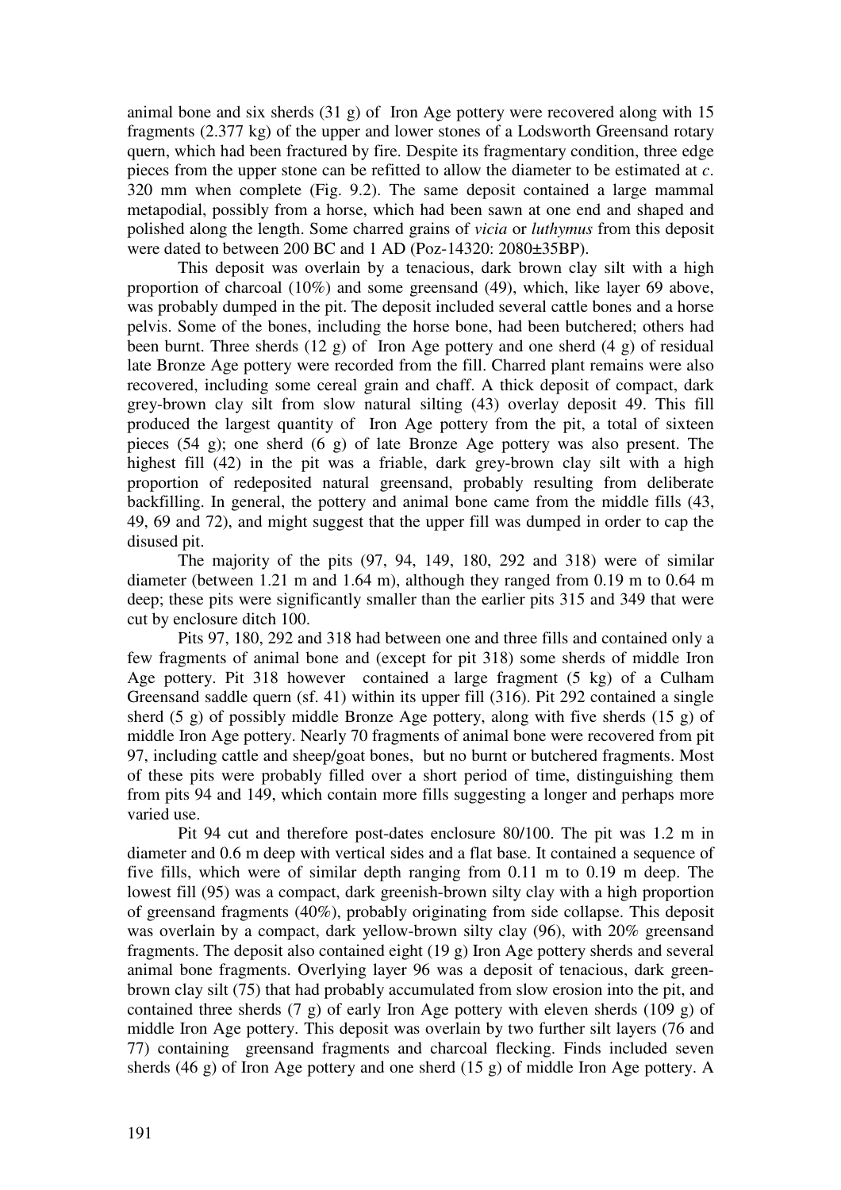animal bone and six sherds (31 g) of Iron Age pottery were recovered along with 15 fragments (2.377 kg) of the upper and lower stones of a Lodsworth Greensand rotary quern, which had been fractured by fire. Despite its fragmentary condition, three edge pieces from the upper stone can be refitted to allow the diameter to be estimated at *c*. 320 mm when complete (Fig. 9.2). The same deposit contained a large mammal metapodial, possibly from a horse, which had been sawn at one end and shaped and polished along the length. Some charred grains of *vicia* or *luthymus* from this deposit were dated to between 200 BC and 1 AD (Poz-14320: 2080±35BP).

This deposit was overlain by a tenacious, dark brown clay silt with a high proportion of charcoal (10%) and some greensand (49), which, like layer 69 above, was probably dumped in the pit. The deposit included several cattle bones and a horse pelvis. Some of the bones, including the horse bone, had been butchered; others had been burnt. Three sherds (12 g) of Iron Age pottery and one sherd (4 g) of residual late Bronze Age pottery were recorded from the fill. Charred plant remains were also recovered, including some cereal grain and chaff. A thick deposit of compact, dark grey-brown clay silt from slow natural silting (43) overlay deposit 49. This fill produced the largest quantity of Iron Age pottery from the pit, a total of sixteen pieces (54 g); one sherd (6 g) of late Bronze Age pottery was also present. The highest fill (42) in the pit was a friable, dark grey-brown clay silt with a high proportion of redeposited natural greensand, probably resulting from deliberate backfilling. In general, the pottery and animal bone came from the middle fills (43, 49, 69 and 72), and might suggest that the upper fill was dumped in order to cap the disused pit.

The majority of the pits (97, 94, 149, 180, 292 and 318) were of similar diameter (between 1.21 m and 1.64 m), although they ranged from 0.19 m to 0.64 m deep; these pits were significantly smaller than the earlier pits 315 and 349 that were cut by enclosure ditch 100.

Pits 97, 180, 292 and 318 had between one and three fills and contained only a few fragments of animal bone and (except for pit 318) some sherds of middle Iron Age pottery. Pit 318 however contained a large fragment (5 kg) of a Culham Greensand saddle quern (sf. 41) within its upper fill (316). Pit 292 contained a single sherd (5 g) of possibly middle Bronze Age pottery, along with five sherds (15 g) of middle Iron Age pottery. Nearly 70 fragments of animal bone were recovered from pit 97, including cattle and sheep/goat bones, but no burnt or butchered fragments. Most of these pits were probably filled over a short period of time, distinguishing them from pits 94 and 149, which contain more fills suggesting a longer and perhaps more varied use.

Pit 94 cut and therefore post-dates enclosure 80/100. The pit was 1.2 m in diameter and 0.6 m deep with vertical sides and a flat base. It contained a sequence of five fills, which were of similar depth ranging from 0.11 m to 0.19 m deep. The lowest fill (95) was a compact, dark greenish-brown silty clay with a high proportion of greensand fragments (40%), probably originating from side collapse. This deposit was overlain by a compact, dark yellow-brown silty clay (96), with 20% greensand fragments. The deposit also contained eight (19 g) Iron Age pottery sherds and several animal bone fragments. Overlying layer 96 was a deposit of tenacious, dark green-brown clay silt (75) that had probably accumulated from slow erosion into the pit, and contained three sherds (7 g) of early Iron Age pottery with eleven sherds (109 g) of middle Iron Age pottery. This deposit was overlain by two further silt layers (76 and 77) containing greensand fragments and charcoal flecking. Finds included seven sherds (46 g) of Iron Age pottery and one sherd (15 g) of middle Iron Age pottery. A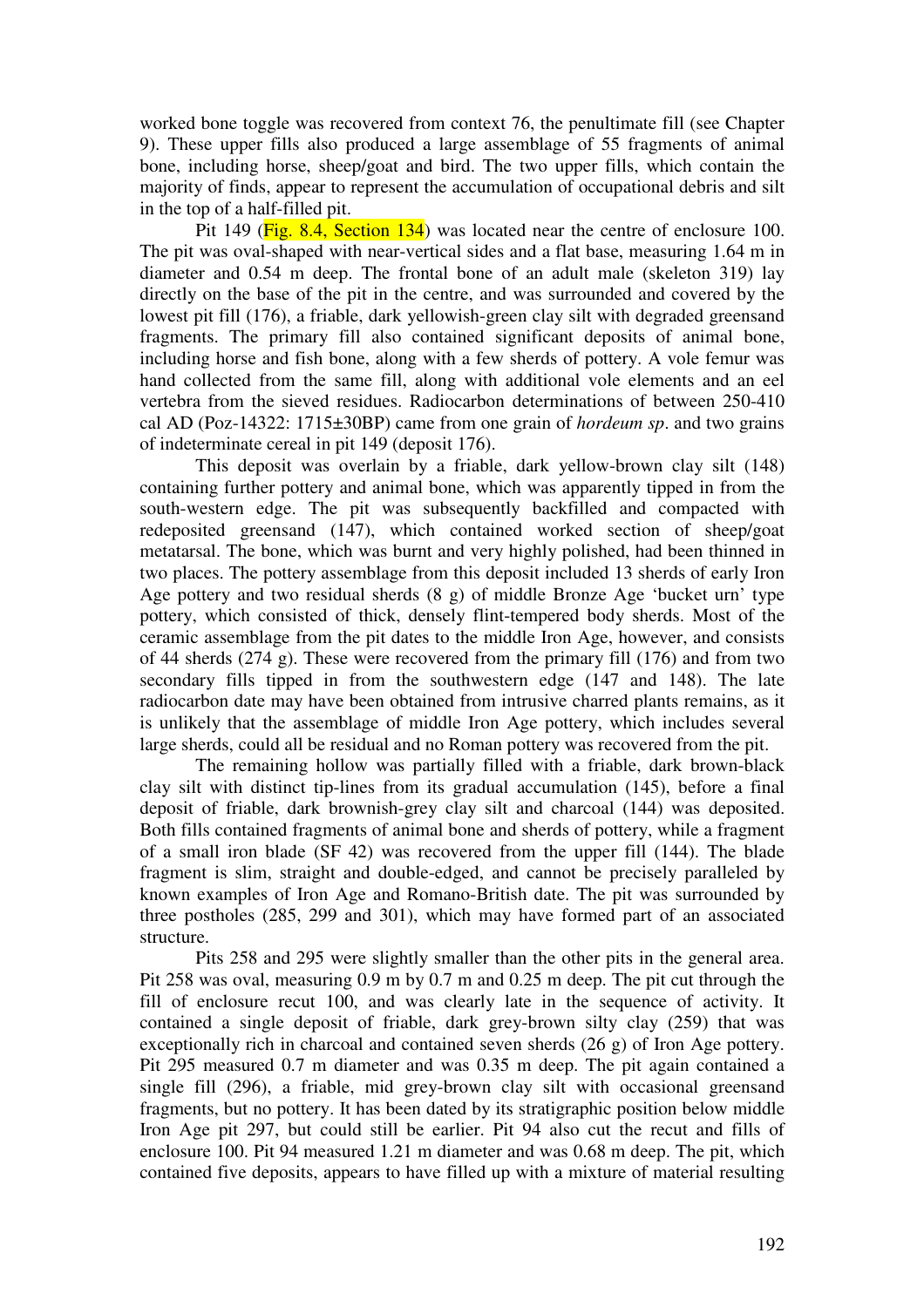worked bone toggle was recovered from context 76, the penultimate fill (see Chapter 9). These upper fills also produced a large assemblage of 55 fragments of animal bone, including horse, sheep/goat and bird. The two upper fills, which contain the majority of finds, appear to represent the accumulation of occupational debris and silt in the top of a half-filled pit.

Pit 149 (Fig. 8.4, Section 134) was located near the centre of enclosure 100. The pit was oval-shaped with near-vertical sides and a flat base, measuring 1.64 m in diameter and 0.54 m deep. The frontal bone of an adult male (skeleton 319) lay directly on the base of the pit in the centre, and was surrounded and covered by the lowest pit fill (176), a friable, dark yellowish-green clay silt with degraded greensand fragments. The primary fill also contained significant deposits of animal bone, including horse and fish bone, along with a few sherds of pottery. A vole femur was hand collected from the same fill, along with additional vole elements and an eel vertebra from the sieved residues. Radiocarbon determinations of between 250-410 cal AD (Poz-14322: 1715±30BP) came from one grain of *hordeum sp*. and two grains of indeterminate cereal in pit 149 (deposit 176).

This deposit was overlain by a friable, dark yellow-brown clay silt (148) containing further pottery and animal bone, which was apparently tipped in from the south-western edge. The pit was subsequently backfilled and compacted with redeposited greensand (147), which contained worked section of sheep/goat metatarsal. The bone, which was burnt and very highly polished, had been thinned in two places. The pottery assemblage from this deposit included 13 sherds of early Iron Age pottery and two residual sherds (8 g) of middle Bronze Age 'bucket urn' type pottery, which consisted of thick, densely flint-tempered body sherds. Most of the ceramic assemblage from the pit dates to the middle Iron Age, however, and consists of 44 sherds (274 g). These were recovered from the primary fill (176) and from two secondary fills tipped in from the southwestern edge (147 and 148). The late radiocarbon date may have been obtained from intrusive charred plants remains, as it is unlikely that the assemblage of middle Iron Age pottery, which includes several large sherds, could all be residual and no Roman pottery was recovered from the pit.

The remaining hollow was partially filled with a friable, dark brown-black clay silt with distinct tip-lines from its gradual accumulation (145), before a final deposit of friable, dark brownish-grey clay silt and charcoal (144) was deposited. Both fills contained fragments of animal bone and sherds of pottery, while a fragment of a small iron blade (SF 42) was recovered from the upper fill (144). The blade fragment is slim, straight and double-edged, and cannot be precisely paralleled by known examples of Iron Age and Romano-British date. The pit was surrounded by three postholes (285, 299 and 301), which may have formed part of an associated structure.

Pits 258 and 295 were slightly smaller than the other pits in the general area. Pit 258 was oval, measuring 0.9 m by 0.7 m and 0.25 m deep. The pit cut through the fill of enclosure recut 100, and was clearly late in the sequence of activity. It contained a single deposit of friable, dark grey-brown silty clay (259) that was exceptionally rich in charcoal and contained seven sherds (26 g) of Iron Age pottery. Pit 295 measured 0.7 m diameter and was 0.35 m deep. The pit again contained a single fill (296), a friable, mid grey-brown clay silt with occasional greensand fragments, but no pottery. It has been dated by its stratigraphic position below middle Iron Age pit 297, but could still be earlier. Pit 94 also cut the recut and fills of enclosure 100. Pit 94 measured 1.21 m diameter and was 0.68 m deep. The pit, which contained five deposits, appears to have filled up with a mixture of material resulting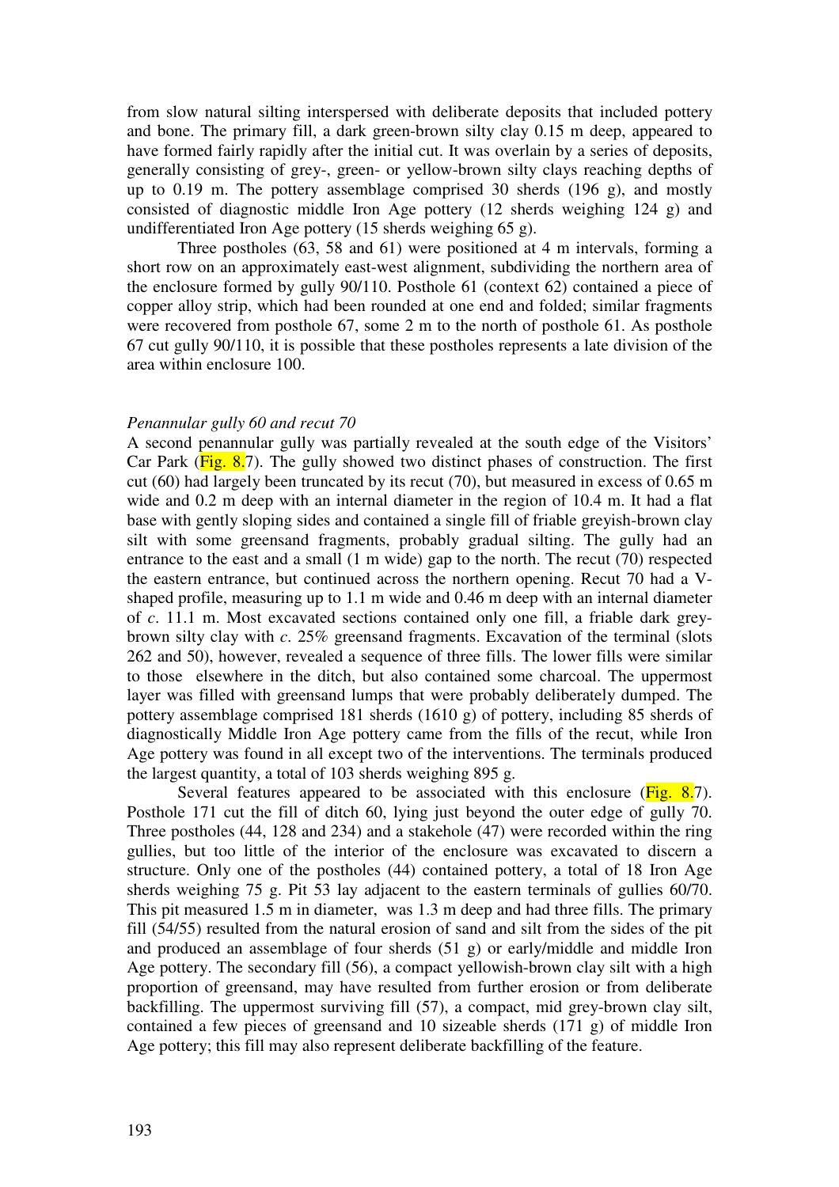from slow natural silting interspersed with deliberate deposits that included pottery and bone. The primary fill, a dark green-brown silty clay 0.15 m deep, appeared to have formed fairly rapidly after the initial cut. It was overlain by a series of deposits, generally consisting of grey-, green- or yellow-brown silty clays reaching depths of up to 0.19 m. The pottery assemblage comprised 30 sherds (196 g), and mostly consisted of diagnostic middle Iron Age pottery (12 sherds weighing 124 g) and undifferentiated Iron Age pottery (15 sherds weighing 65 g).

Three postholes (63, 58 and 61) were positioned at 4 m intervals, forming a short row on an approximately east-west alignment, subdividing the northern area of the enclosure formed by gully 90/110. Posthole 61 (context 62) contained a piece of copper alloy strip, which had been rounded at one end and folded; similar fragments were recovered from posthole 67, some 2 m to the north of posthole 61. As posthole 67 cut gully 90/110, it is possible that these postholes represents a late division of the area within enclosure 100.

*Penannular gully 60 and recut 70*

A second penannular gully was partially revealed at the south edge of the Visitors' Car Park (Fig. 8.7). The gully showed two distinct phases of construction. The first cut (60) had largely been truncated by its recut (70), but measured in excess of 0.65 m wide and 0.2 m deep with an internal diameter in the region of 10.4 m. It had a flat base with gently sloping sides and contained a single fill of friable greyish-brown clay silt with some greensand fragments, probably gradual silting. The gully had an entrance to the east and a small (1 m wide) gap to the north. The recut (70) respected the eastern entrance, but continued across the northern opening. Recut 70 had a V-shaped profile, measuring up to 1.1 m wide and 0.46 m deep with an internal diameter of *c*. 11.1 m. Most excavated sections contained only one fill, a friable dark grey-brown silty clay with *c*. 25% greensand fragments. Excavation of the terminal (slots 262 and 50), however, revealed a sequence of three fills. The lower fills were similar to those elsewhere in the ditch, but also contained some charcoal. The uppermost layer was filled with greensand lumps that were probably deliberately dumped. The pottery assemblage comprised 181 sherds (1610 g) of pottery, including 85 sherds of diagnostically Middle Iron Age pottery came from the fills of the recut, while Iron Age pottery was found in all except two of the interventions. The terminals produced the largest quantity, a total of 103 sherds weighing 895 g.

Several features appeared to be associated with this enclosure (Fig. 8.7). Posthole 171 cut the fill of ditch 60, lying just beyond the outer edge of gully 70. Three postholes (44, 128 and 234) and a stakehole (47) were recorded within the ring gullies, but too little of the interior of the enclosure was excavated to discern a structure. Only one of the postholes (44) contained pottery, a total of 18 Iron Age sherds weighing 75 g. Pit 53 lay adjacent to the eastern terminals of gullies 60/70. This pit measured 1.5 m in diameter, was 1.3 m deep and had three fills. The primary fill (54/55) resulted from the natural erosion of sand and silt from the sides of the pit and produced an assemblage of four sherds (51 g) or early/middle and middle Iron Age pottery. The secondary fill (56), a compact yellowish-brown clay silt with a high proportion of greensand, may have resulted from further erosion or from deliberate backfilling. The uppermost surviving fill (57), a compact, mid grey-brown clay silt, contained a few pieces of greensand and 10 sizeable sherds (171 g) of middle Iron Age pottery; this fill may also represent deliberate backfilling of the feature.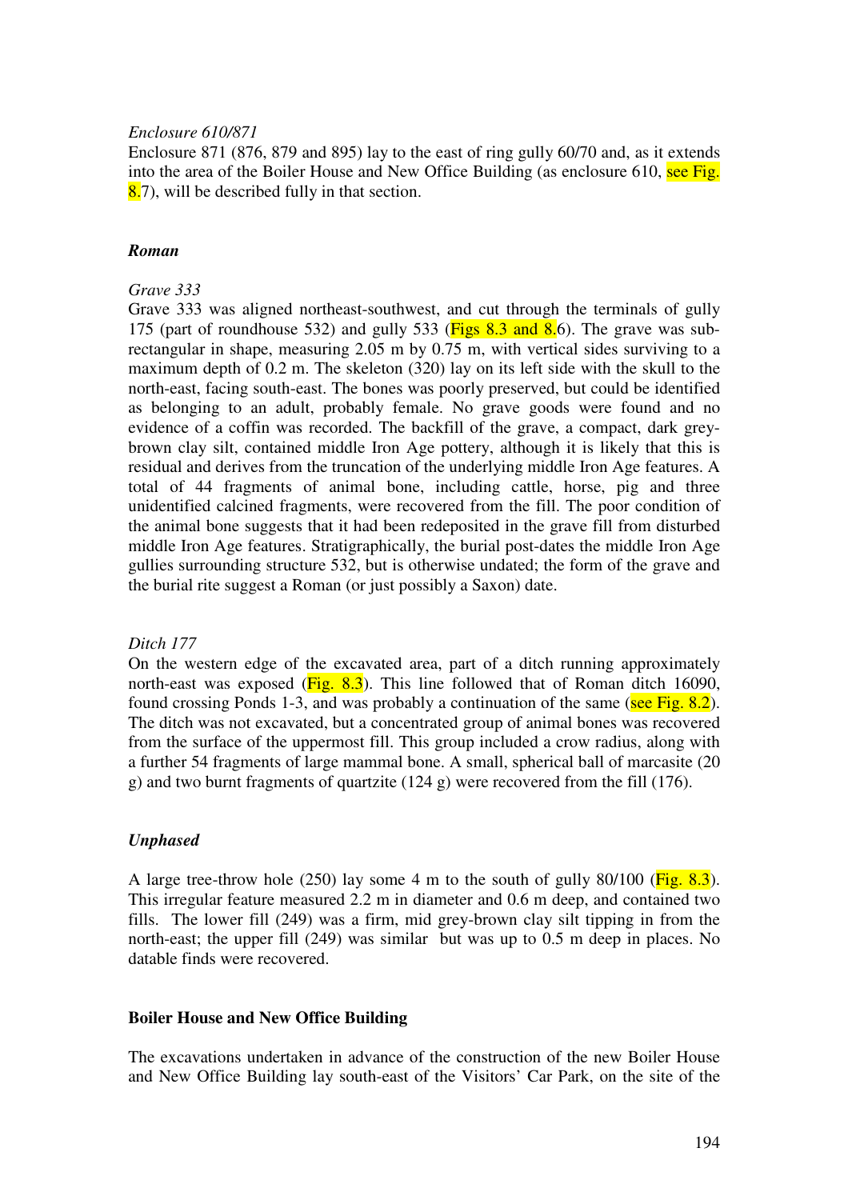*Enclosure 610/871*

Enclosure 871 (876, 879 and 895) lay to the east of ring gully 60/70 and, as it extends into the area of the Boiler House and New Office Building (as enclosure 610, see Fig. 8.7), will be described fully in that section.

### *Roman*

*Grave 333*

Grave 333 was aligned northeast-southwest, and cut through the terminals of gully 175 (part of roundhouse 532) and gully 533 (Figs 8.3 and 8.6). The grave was sub-rectangular in shape, measuring 2.05 m by 0.75 m, with vertical sides surviving to a maximum depth of 0.2 m. The skeleton (320) lay on its left side with the skull to the north-east, facing south-east. The bones was poorly preserved, but could be identified as belonging to an adult, probably female. No grave goods were found and no evidence of a coffin was recorded. The backfill of the grave, a compact, dark grey-brown clay silt, contained middle Iron Age pottery, although it is likely that this is residual and derives from the truncation of the underlying middle Iron Age features. A total of 44 fragments of animal bone, including cattle, horse, pig and three unidentified calcined fragments, were recovered from the fill. The poor condition of the animal bone suggests that it had been redeposited in the grave fill from disturbed middle Iron Age features. Stratigraphically, the burial post-dates the middle Iron Age gullies surrounding structure 532, but is otherwise undated; the form of the grave and the burial rite suggest a Roman (or just possibly a Saxon) date.

*Ditch 177*

On the western edge of the excavated area, part of a ditch running approximately north-east was exposed (Fig. 8.3). This line followed that of Roman ditch 16090, found crossing Ponds 1-3, and was probably a continuation of the same (see Fig. 8.2). The ditch was not excavated, but a concentrated group of animal bones was recovered from the surface of the uppermost fill. This group included a crow radius, along with a further 54 fragments of large mammal bone. A small, spherical ball of marcasite (20 g) and two burnt fragments of quartzite (124 g) were recovered from the fill (176).

### *Unphased*

A large tree-throw hole (250) lay some 4 m to the south of gully 80/100 (Fig. 8.3). This irregular feature measured 2.2 m in diameter and 0.6 m deep, and contained two fills. The lower fill (249) was a firm, mid grey-brown clay silt tipping in from the north-east; the upper fill (249) was similar but was up to 0.5 m deep in places. No datable finds were recovered.

## **Boiler House and New Office Building**

The excavations undertaken in advance of the construction of the new Boiler House and New Office Building lay south-east of the Visitors' Car Park, on the site of the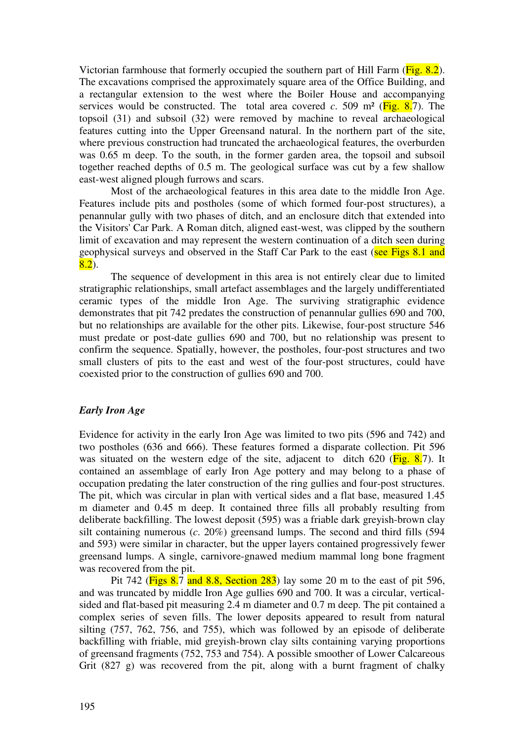Victorian farmhouse that formerly occupied the southern part of Hill Farm (Fig. 8.2). The excavations comprised the approximately square area of the Office Building, and a rectangular extension to the west where the Boiler House and accompanying services would be constructed. The total area covered *c*. 509 m² (Fig. 8.7). The topsoil (31) and subsoil (32) were removed by machine to reveal archaeological features cutting into the Upper Greensand natural. In the northern part of the site, where previous construction had truncated the archaeological features, the overburden was 0.65 m deep. To the south, in the former garden area, the topsoil and subsoil together reached depths of 0.5 m. The geological surface was cut by a few shallow east-west aligned plough furrows and scars.

Most of the archaeological features in this area date to the middle Iron Age. Features include pits and postholes (some of which formed four-post structures), a penannular gully with two phases of ditch, and an enclosure ditch that extended into the Visitors' Car Park. A Roman ditch, aligned east-west, was clipped by the southern limit of excavation and may represent the western continuation of a ditch seen during geophysical surveys and observed in the Staff Car Park to the east (see Figs 8.1 and 8.2).

The sequence of development in this area is not entirely clear due to limited stratigraphic relationships, small artefact assemblages and the largely undifferentiated ceramic types of the middle Iron Age. The surviving stratigraphic evidence demonstrates that pit 742 predates the construction of penannular gullies 690 and 700, but no relationships are available for the other pits. Likewise, four-post structure 546 must predate or post-date gullies 690 and 700, but no relationship was present to confirm the sequence. Spatially, however, the postholes, four-post structures and two small clusters of pits to the east and west of the four-post structures, could have coexisted prior to the construction of gullies 690 and 700.

### *Early Iron Age*

Evidence for activity in the early Iron Age was limited to two pits (596 and 742) and two postholes (636 and 666). These features formed a disparate collection. Pit 596 was situated on the western edge of the site, adjacent to ditch 620 (Fig. 8.7). It contained an assemblage of early Iron Age pottery and may belong to a phase of occupation predating the later construction of the ring gullies and four-post structures. The pit, which was circular in plan with vertical sides and a flat base, measured 1.45 m diameter and 0.45 m deep. It contained three fills all probably resulting from deliberate backfilling. The lowest deposit (595) was a friable dark greyish-brown clay silt containing numerous (*c*. 20%) greensand lumps. The second and third fills (594 and 593) were similar in character, but the upper layers contained progressively fewer greensand lumps. A single, carnivore-gnawed medium mammal long bone fragment was recovered from the pit.

Pit 742 (Figs 8.7 and 8.8, Section 283) lay some 20 m to the east of pit 596, and was truncated by middle Iron Age gullies 690 and 700. It was a circular, vertical-sided and flat-based pit measuring 2.4 m diameter and 0.7 m deep. The pit contained a complex series of seven fills. The lower deposits appeared to result from natural silting (757, 762, 756, and 755), which was followed by an episode of deliberate backfilling with friable, mid greyish-brown clay silts containing varying proportions of greensand fragments (752, 753 and 754). A possible smoother of Lower Calcareous Grit (827 g) was recovered from the pit, along with a burnt fragment of chalky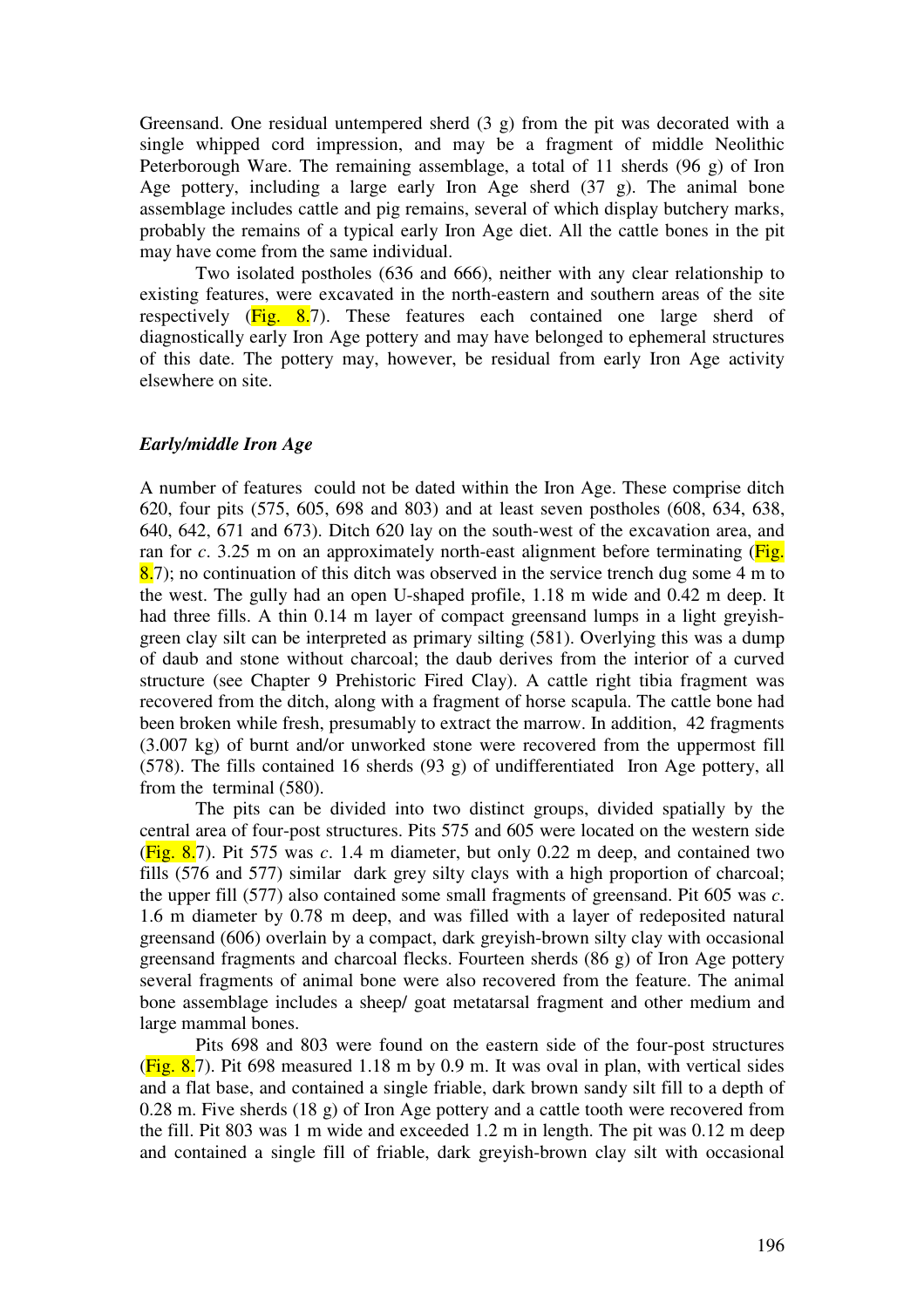Greensand. One residual untempered sherd (3 g) from the pit was decorated with a single whipped cord impression, and may be a fragment of middle Neolithic Peterborough Ware. The remaining assemblage, a total of 11 sherds (96 g) of Iron Age pottery, including a large early Iron Age sherd (37 g). The animal bone assemblage includes cattle and pig remains, several of which display butchery marks, probably the remains of a typical early Iron Age diet. All the cattle bones in the pit may have come from the same individual.

Two isolated postholes (636 and 666), neither with any clear relationship to existing features, were excavated in the north-eastern and southern areas of the site respectively (Fig. 8.7). These features each contained one large sherd of diagnostically early Iron Age pottery and may have belonged to ephemeral structures of this date. The pottery may, however, be residual from early Iron Age activity elsewhere on site.

### *Early/middle Iron Age*

A number of features could not be dated within the Iron Age. These comprise ditch 620, four pits (575, 605, 698 and 803) and at least seven postholes (608, 634, 638, 640, 642, 671 and 673). Ditch 620 lay on the south-west of the excavation area, and ran for *c*. 3.25 m on an approximately north-east alignment before terminating (Fig. 8.7); no continuation of this ditch was observed in the service trench dug some 4 m to the west. The gully had an open U-shaped profile, 1.18 m wide and 0.42 m deep. It had three fills. A thin 0.14 m layer of compact greensand lumps in a light greyish-green clay silt can be interpreted as primary silting (581). Overlying this was a dump of daub and stone without charcoal; the daub derives from the interior of a curved structure (see Chapter 9 Prehistoric Fired Clay). A cattle right tibia fragment was recovered from the ditch, along with a fragment of horse scapula. The cattle bone had been broken while fresh, presumably to extract the marrow. In addition, 42 fragments (3.007 kg) of burnt and/or unworked stone were recovered from the uppermost fill (578). The fills contained 16 sherds (93 g) of undifferentiated Iron Age pottery, all from the terminal (580).

The pits can be divided into two distinct groups, divided spatially by the central area of four-post structures. Pits 575 and 605 were located on the western side (Fig. 8.7). Pit 575 was *c*. 1.4 m diameter, but only 0.22 m deep, and contained two fills (576 and 577) similar dark grey silty clays with a high proportion of charcoal; the upper fill (577) also contained some small fragments of greensand. Pit 605 was *c*. 1.6 m diameter by 0.78 m deep, and was filled with a layer of redeposited natural greensand (606) overlain by a compact, dark greyish-brown silty clay with occasional greensand fragments and charcoal flecks. Fourteen sherds (86 g) of Iron Age pottery several fragments of animal bone were also recovered from the feature. The animal bone assemblage includes a sheep/ goat metatarsal fragment and other medium and large mammal bones.

Pits 698 and 803 were found on the eastern side of the four-post structures (Fig. 8.7). Pit 698 measured 1.18 m by 0.9 m. It was oval in plan, with vertical sides and a flat base, and contained a single friable, dark brown sandy silt fill to a depth of 0.28 m. Five sherds (18 g) of Iron Age pottery and a cattle tooth were recovered from the fill. Pit 803 was 1 m wide and exceeded 1.2 m in length. The pit was 0.12 m deep and contained a single fill of friable, dark greyish-brown clay silt with occasional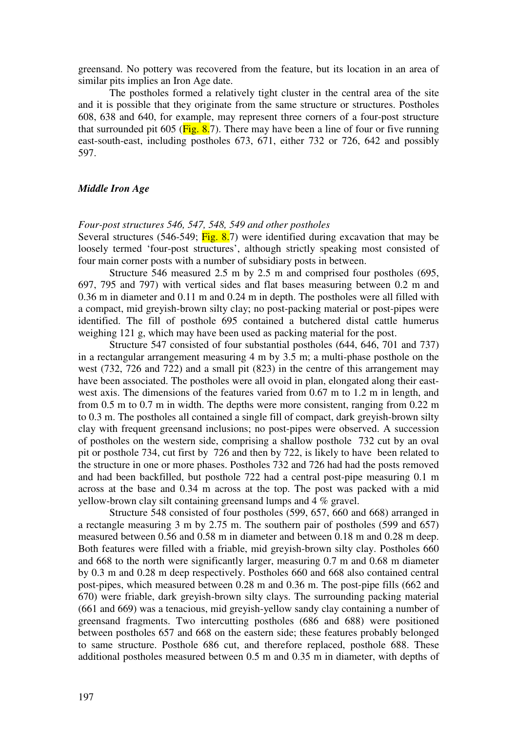greensand. No pottery was recovered from the feature, but its location in an area of similar pits implies an Iron Age date.

The postholes formed a relatively tight cluster in the central area of the site and it is possible that they originate from the same structure or structures. Postholes 608, 638 and 640, for example, may represent three corners of a four-post structure that surrounded pit 605 (Fig. 8.7). There may have been a line of four or five running east-south-east, including postholes 673, 671, either 732 or 726, 642 and possibly 597.

### *Middle Iron Age*

#### *Four-post structures 546, 547, 548, 549 and other postholes*

Several structures (546-549; Fig. 8.7) were identified during excavation that may be loosely termed 'four-post structures', although strictly speaking most consisted of four main corner posts with a number of subsidiary posts in between.

Structure 546 measured 2.5 m by 2.5 m and comprised four postholes (695, 697, 795 and 797) with vertical sides and flat bases measuring between 0.2 m and 0.36 m in diameter and 0.11 m and 0.24 m in depth. The postholes were all filled with a compact, mid greyish-brown silty clay; no post-packing material or post-pipes were identified. The fill of posthole 695 contained a butchered distal cattle humerus weighing 121 g, which may have been used as packing material for the post.

Structure 547 consisted of four substantial postholes (644, 646, 701 and 737) in a rectangular arrangement measuring 4 m by 3.5 m; a multi-phase posthole on the west (732, 726 and 722) and a small pit (823) in the centre of this arrangement may have been associated. The postholes were all ovoid in plan, elongated along their east-west axis. The dimensions of the features varied from 0.67 m to 1.2 m in length, and from 0.5 m to 0.7 m in width. The depths were more consistent, ranging from 0.22 m to 0.3 m. The postholes all contained a single fill of compact, dark greyish-brown silty clay with frequent greensand inclusions; no post-pipes were observed. A succession of postholes on the western side, comprising a shallow posthole 732 cut by an oval pit or posthole 734, cut first by 726 and then by 722, is likely to have been related to the structure in one or more phases. Postholes 732 and 726 had had the posts removed and had been backfilled, but posthole 722 had a central post-pipe measuring 0.1 m across at the base and 0.34 m across at the top. The post was packed with a mid yellow-brown clay silt containing greensand lumps and 4 % gravel.

Structure 548 consisted of four postholes (599, 657, 660 and 668) arranged in a rectangle measuring 3 m by 2.75 m. The southern pair of postholes (599 and 657) measured between 0.56 and 0.58 m in diameter and between 0.18 m and 0.28 m deep. Both features were filled with a friable, mid greyish-brown silty clay. Postholes 660 and 668 to the north were significantly larger, measuring 0.7 m and 0.68 m diameter by 0.3 m and 0.28 m deep respectively. Postholes 660 and 668 also contained central post-pipes, which measured between 0.28 m and 0.36 m. The post-pipe fills (662 and 670) were friable, dark greyish-brown silty clays. The surrounding packing material (661 and 669) was a tenacious, mid greyish-yellow sandy clay containing a number of greensand fragments. Two intercutting postholes (686 and 688) were positioned between postholes 657 and 668 on the eastern side; these features probably belonged to same structure. Posthole 686 cut, and therefore replaced, posthole 688. These additional postholes measured between 0.5 m and 0.35 m in diameter, with depths of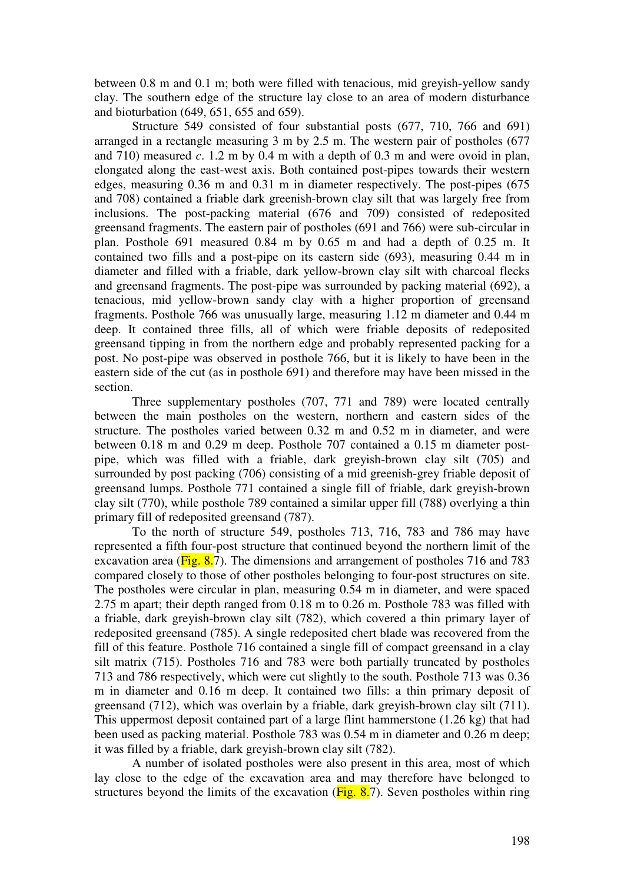between 0.8 m and 0.1 m; both were filled with tenacious, mid greyish-yellow sandy clay. The southern edge of the structure lay close to an area of modern disturbance and bioturbation (649, 651, 655 and 659).

Structure 549 consisted of four substantial posts (677, 710, 766 and 691) arranged in a rectangle measuring 3 m by 2.5 m. The western pair of postholes (677 and 710) measured *c*. 1.2 m by 0.4 m with a depth of 0.3 m and were ovoid in plan, elongated along the east-west axis. Both contained post-pipes towards their western edges, measuring 0.36 m and 0.31 m in diameter respectively. The post-pipes (675 and 708) contained a friable dark greenish-brown clay silt that was largely free from inclusions. The post-packing material (676 and 709) consisted of redeposited greensand fragments. The eastern pair of postholes (691 and 766) were sub-circular in plan. Posthole 691 measured 0.84 m by 0.65 m and had a depth of 0.25 m. It contained two fills and a post-pipe on its eastern side (693), measuring 0.44 m in diameter and filled with a friable, dark yellow-brown clay silt with charcoal flecks and greensand fragments. The post-pipe was surrounded by packing material (692), a tenacious, mid yellow-brown sandy clay with a higher proportion of greensand fragments. Posthole 766 was unusually large, measuring 1.12 m diameter and 0.44 m deep. It contained three fills, all of which were friable deposits of redeposited greensand tipping in from the northern edge and probably represented packing for a post. No post-pipe was observed in posthole 766, but it is likely to have been in the eastern side of the cut (as in posthole 691) and therefore may have been missed in the section.

Three supplementary postholes (707, 771 and 789) were located centrally between the main postholes on the western, northern and eastern sides of the structure. The postholes varied between 0.32 m and 0.52 m in diameter, and were between 0.18 m and 0.29 m deep. Posthole 707 contained a 0.15 m diameter post-pipe, which was filled with a friable, dark greyish-brown clay silt (705) and surrounded by post packing (706) consisting of a mid greenish-grey friable deposit of greensand lumps. Posthole 771 contained a single fill of friable, dark greyish-brown clay silt (770), while posthole 789 contained a similar upper fill (788) overlying a thin primary fill of redeposited greensand (787).

To the north of structure 549, postholes 713, 716, 783 and 786 may have represented a fifth four-post structure that continued beyond the northern limit of the excavation area (Fig. 8.7). The dimensions and arrangement of postholes 716 and 783 compared closely to those of other postholes belonging to four-post structures on site. The postholes were circular in plan, measuring 0.54 m in diameter, and were spaced 2.75 m apart; their depth ranged from 0.18 m to 0.26 m. Posthole 783 was filled with a friable, dark greyish-brown clay silt (782), which covered a thin primary layer of redeposited greensand (785). A single redeposited chert blade was recovered from the fill of this feature. Posthole 716 contained a single fill of compact greensand in a clay silt matrix (715). Postholes 716 and 783 were both partially truncated by postholes 713 and 786 respectively, which were cut slightly to the south. Posthole 713 was 0.36 m in diameter and 0.16 m deep. It contained two fills: a thin primary deposit of greensand (712), which was overlain by a friable, dark greyish-brown clay silt (711). This uppermost deposit contained part of a large flint hammerstone (1.26 kg) that had been used as packing material. Posthole 783 was 0.54 m in diameter and 0.26 m deep; it was filled by a friable, dark greyish-brown clay silt (782).

A number of isolated postholes were also present in this area, most of which lay close to the edge of the excavation area and may therefore have belonged to structures beyond the limits of the excavation (Fig. 8.7). Seven postholes within ring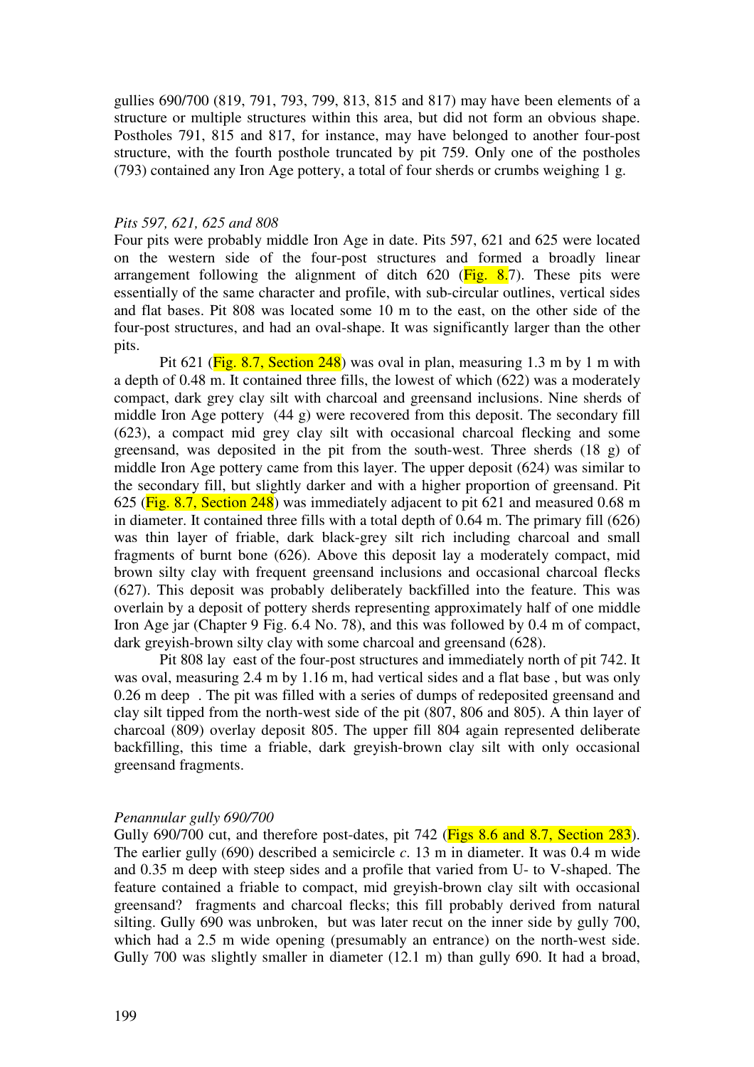gullies 690/700 (819, 791, 793, 799, 813, 815 and 817) may have been elements of a structure or multiple structures within this area, but did not form an obvious shape. Postholes 791, 815 and 817, for instance, may have belonged to another four-post structure, with the fourth posthole truncated by pit 759. Only one of the postholes (793) contained any Iron Age pottery, a total of four sherds or crumbs weighing 1 g.

*Pits 597, 621, 625 and 808*

Four pits were probably middle Iron Age in date. Pits 597, 621 and 625 were located on the western side of the four-post structures and formed a broadly linear arrangement following the alignment of ditch 620 (Fig. 8.7). These pits were essentially of the same character and profile, with sub-circular outlines, vertical sides and flat bases. Pit 808 was located some 10 m to the east, on the other side of the four-post structures, and had an oval-shape. It was significantly larger than the other pits.

Pit 621 (Fig. 8.7, Section 248) was oval in plan, measuring 1.3 m by 1 m with a depth of 0.48 m. It contained three fills, the lowest of which (622) was a moderately compact, dark grey clay silt with charcoal and greensand inclusions. Nine sherds of middle Iron Age pottery (44 g) were recovered from this deposit. The secondary fill (623), a compact mid grey clay silt with occasional charcoal flecking and some greensand, was deposited in the pit from the south-west. Three sherds (18 g) of middle Iron Age pottery came from this layer. The upper deposit (624) was similar to the secondary fill, but slightly darker and with a higher proportion of greensand. Pit 625 (Fig. 8.7, Section 248) was immediately adjacent to pit 621 and measured 0.68 m in diameter. It contained three fills with a total depth of 0.64 m. The primary fill (626) was thin layer of friable, dark black-grey silt rich including charcoal and small fragments of burnt bone (626). Above this deposit lay a moderately compact, mid brown silty clay with frequent greensand inclusions and occasional charcoal flecks (627). This deposit was probably deliberately backfilled into the feature. This was overlain by a deposit of pottery sherds representing approximately half of one middle Iron Age jar (Chapter 9 Fig. 6.4 No. 78), and this was followed by 0.4 m of compact, dark greyish-brown silty clay with some charcoal and greensand (628).

Pit 808 lay east of the four-post structures and immediately north of pit 742. It was oval, measuring 2.4 m by 1.16 m, had vertical sides and a flat base , but was only 0.26 m deep . The pit was filled with a series of dumps of redeposited greensand and clay silt tipped from the north-west side of the pit (807, 806 and 805). A thin layer of charcoal (809) overlay deposit 805. The upper fill 804 again represented deliberate backfilling, this time a friable, dark greyish-brown clay silt with only occasional greensand fragments.

*Penannular gully 690/700*

Gully 690/700 cut, and therefore post-dates, pit 742 (Figs 8.6 and 8.7, Section 283). The earlier gully (690) described a semicircle *c*. 13 m in diameter. It was 0.4 m wide and 0.35 m deep with steep sides and a profile that varied from U- to V-shaped. The feature contained a friable to compact, mid greyish-brown clay silt with occasional greensand? fragments and charcoal flecks; this fill probably derived from natural silting. Gully 690 was unbroken, but was later recut on the inner side by gully 700, which had a 2.5 m wide opening (presumably an entrance) on the north-west side. Gully 700 was slightly smaller in diameter (12.1 m) than gully 690. It had a broad,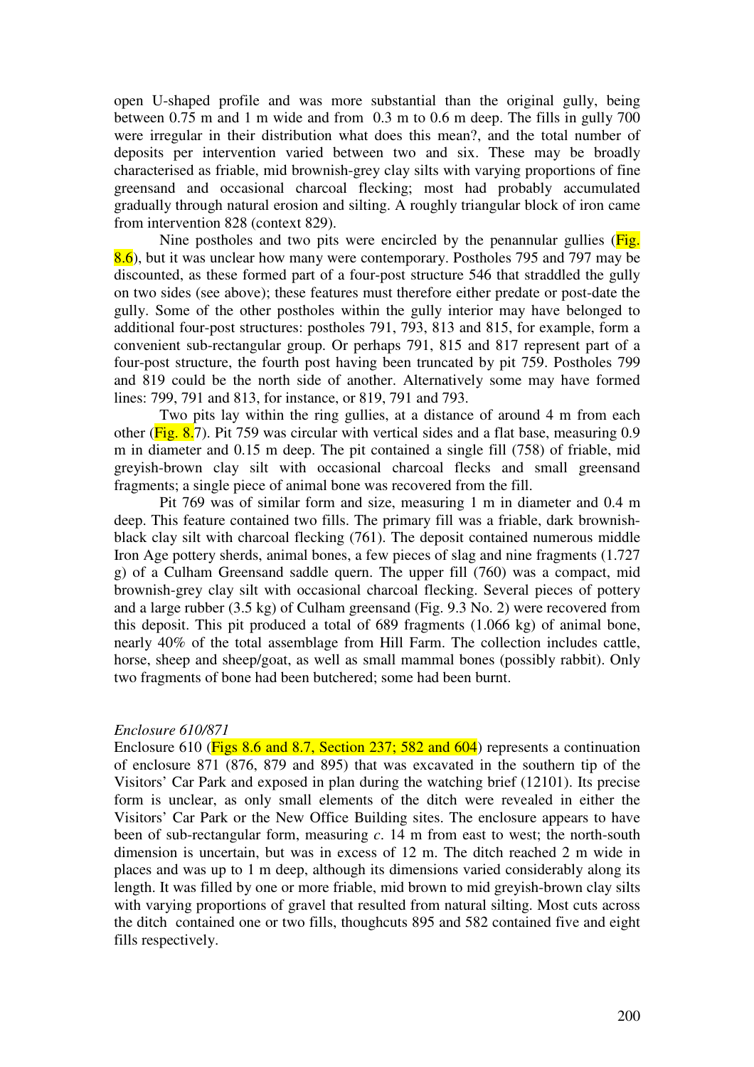open U-shaped profile and was more substantial than the original gully, being between 0.75 m and 1 m wide and from 0.3 m to 0.6 m deep. The fills in gully 700 were irregular in their distribution what does this mean?, and the total number of deposits per intervention varied between two and six. These may be broadly characterised as friable, mid brownish-grey clay silts with varying proportions of fine greensand and occasional charcoal flecking; most had probably accumulated gradually through natural erosion and silting. A roughly triangular block of iron came from intervention 828 (context 829).

Nine postholes and two pits were encircled by the penannular gullies (Fig. 8.6), but it was unclear how many were contemporary. Postholes 795 and 797 may be discounted, as these formed part of a four-post structure 546 that straddled the gully on two sides (see above); these features must therefore either predate or post-date the gully. Some of the other postholes within the gully interior may have belonged to additional four-post structures: postholes 791, 793, 813 and 815, for example, form a convenient sub-rectangular group. Or perhaps 791, 815 and 817 represent part of a four-post structure, the fourth post having been truncated by pit 759. Postholes 799 and 819 could be the north side of another. Alternatively some may have formed lines: 799, 791 and 813, for instance, or 819, 791 and 793.

Two pits lay within the ring gullies, at a distance of around 4 m from each other (Fig. 8.7). Pit 759 was circular with vertical sides and a flat base, measuring 0.9 m in diameter and 0.15 m deep. The pit contained a single fill (758) of friable, mid greyish-brown clay silt with occasional charcoal flecks and small greensand fragments; a single piece of animal bone was recovered from the fill.

Pit 769 was of similar form and size, measuring 1 m in diameter and 0.4 m deep. This feature contained two fills. The primary fill was a friable, dark brownish-black clay silt with charcoal flecking (761). The deposit contained numerous middle Iron Age pottery sherds, animal bones, a few pieces of slag and nine fragments (1.727 g) of a Culham Greensand saddle quern. The upper fill (760) was a compact, mid brownish-grey clay silt with occasional charcoal flecking. Several pieces of pottery and a large rubber (3.5 kg) of Culham greensand (Fig. 9.3 No. 2) were recovered from this deposit. This pit produced a total of 689 fragments (1.066 kg) of animal bone, nearly 40% of the total assemblage from Hill Farm. The collection includes cattle, horse, sheep and sheep/goat, as well as small mammal bones (possibly rabbit). Only two fragments of bone had been butchered; some had been burnt.

*Enclosure 610/871*

Enclosure 610 (Figs 8.6 and 8.7, Section 237; 582 and 604) represents a continuation of enclosure 871 (876, 879 and 895) that was excavated in the southern tip of the Visitors' Car Park and exposed in plan during the watching brief (12101). Its precise form is unclear, as only small elements of the ditch were revealed in either the Visitors' Car Park or the New Office Building sites. The enclosure appears to have been of sub-rectangular form, measuring *c*. 14 m from east to west; the north-south dimension is uncertain, but was in excess of 12 m. The ditch reached 2 m wide in places and was up to 1 m deep, although its dimensions varied considerably along its length. It was filled by one or more friable, mid brown to mid greyish-brown clay silts with varying proportions of gravel that resulted from natural silting. Most cuts across the ditch contained one or two fills, thoughcuts 895 and 582 contained five and eight fills respectively.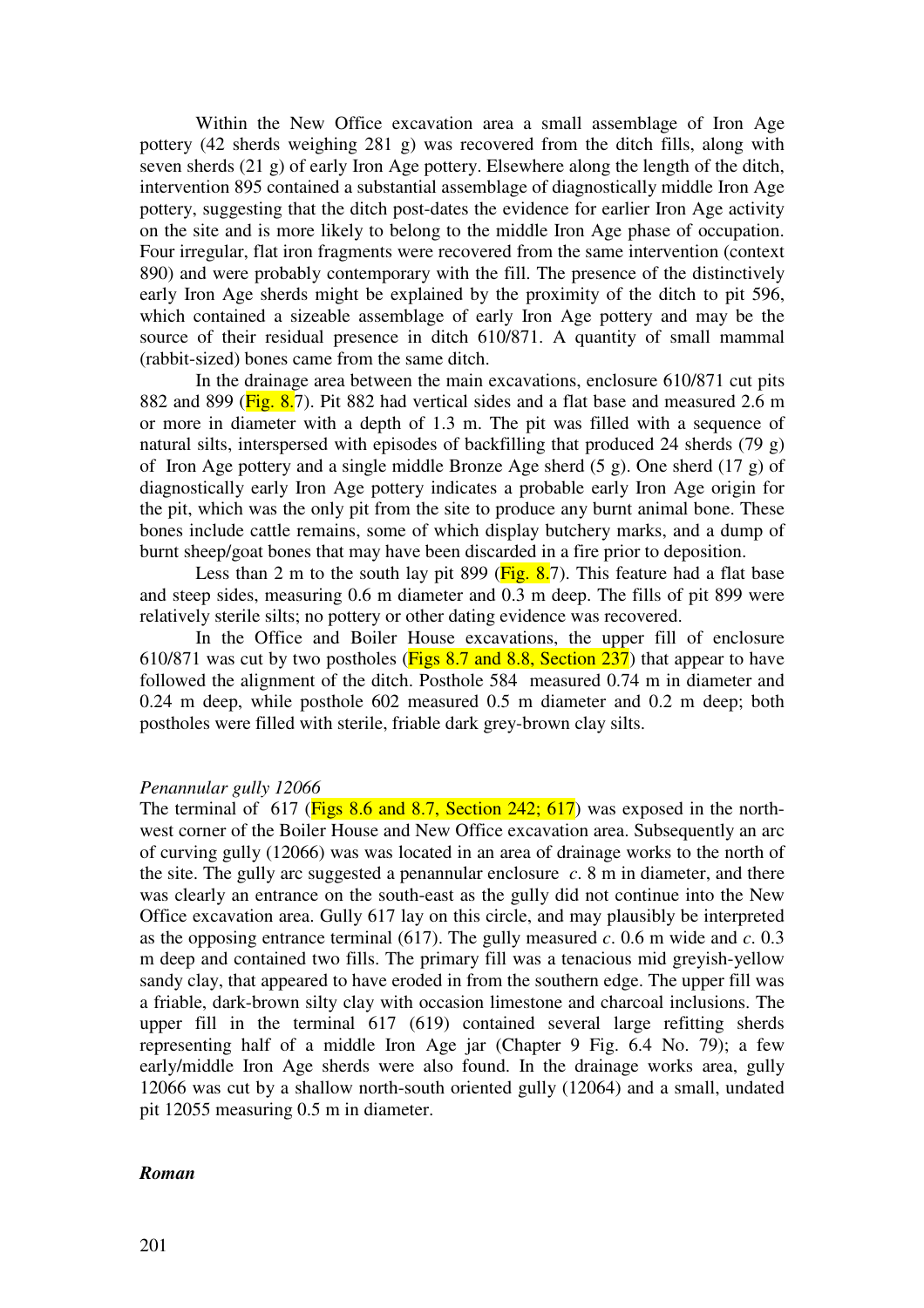Within the New Office excavation area a small assemblage of Iron Age pottery (42 sherds weighing 281 g) was recovered from the ditch fills, along with seven sherds (21 g) of early Iron Age pottery. Elsewhere along the length of the ditch, intervention 895 contained a substantial assemblage of diagnostically middle Iron Age pottery, suggesting that the ditch post-dates the evidence for earlier Iron Age activity on the site and is more likely to belong to the middle Iron Age phase of occupation. Four irregular, flat iron fragments were recovered from the same intervention (context 890) and were probably contemporary with the fill. The presence of the distinctively early Iron Age sherds might be explained by the proximity of the ditch to pit 596, which contained a sizeable assemblage of early Iron Age pottery and may be the source of their residual presence in ditch 610/871. A quantity of small mammal (rabbit-sized) bones came from the same ditch.

In the drainage area between the main excavations, enclosure 610/871 cut pits 882 and 899 (Fig. 8.7). Pit 882 had vertical sides and a flat base and measured 2.6 m or more in diameter with a depth of 1.3 m. The pit was filled with a sequence of natural silts, interspersed with episodes of backfilling that produced 24 sherds (79 g) of Iron Age pottery and a single middle Bronze Age sherd (5 g). One sherd (17 g) of diagnostically early Iron Age pottery indicates a probable early Iron Age origin for the pit, which was the only pit from the site to produce any burnt animal bone. These bones include cattle remains, some of which display butchery marks, and a dump of burnt sheep/goat bones that may have been discarded in a fire prior to deposition.

Less than 2 m to the south lay pit 899 (Fig. 8.7). This feature had a flat base and steep sides, measuring 0.6 m diameter and 0.3 m deep. The fills of pit 899 were relatively sterile silts; no pottery or other dating evidence was recovered.

In the Office and Boiler House excavations, the upper fill of enclosure 610/871 was cut by two postholes (Figs 8.7 and 8.8, Section 237) that appear to have followed the alignment of the ditch. Posthole 584 measured 0.74 m in diameter and 0.24 m deep, while posthole 602 measured 0.5 m diameter and 0.2 m deep; both postholes were filled with sterile, friable dark grey-brown clay silts.

*Penannular gully 12066*

The terminal of 617 (Figs 8.6 and 8.7, Section 242; 617) was exposed in the north-west corner of the Boiler House and New Office excavation area. Subsequently an arc of curving gully (12066) was was located in an area of drainage works to the north of the site. The gully arc suggested a penannular enclosure *c*. 8 m in diameter, and there was clearly an entrance on the south-east as the gully did not continue into the New Office excavation area. Gully 617 lay on this circle, and may plausibly be interpreted as the opposing entrance terminal (617). The gully measured *c*. 0.6 m wide and *c*. 0.3 m deep and contained two fills. The primary fill was a tenacious mid greyish-yellow sandy clay, that appeared to have eroded in from the southern edge. The upper fill was a friable, dark-brown silty clay with occasion limestone and charcoal inclusions. The upper fill in the terminal 617 (619) contained several large refitting sherds representing half of a middle Iron Age jar (Chapter 9 Fig. 6.4 No. 79); a few early/middle Iron Age sherds were also found. In the drainage works area, gully 12066 was cut by a shallow north-south oriented gully (12064) and a small, undated pit 12055 measuring 0.5 m in diameter.

***Roman***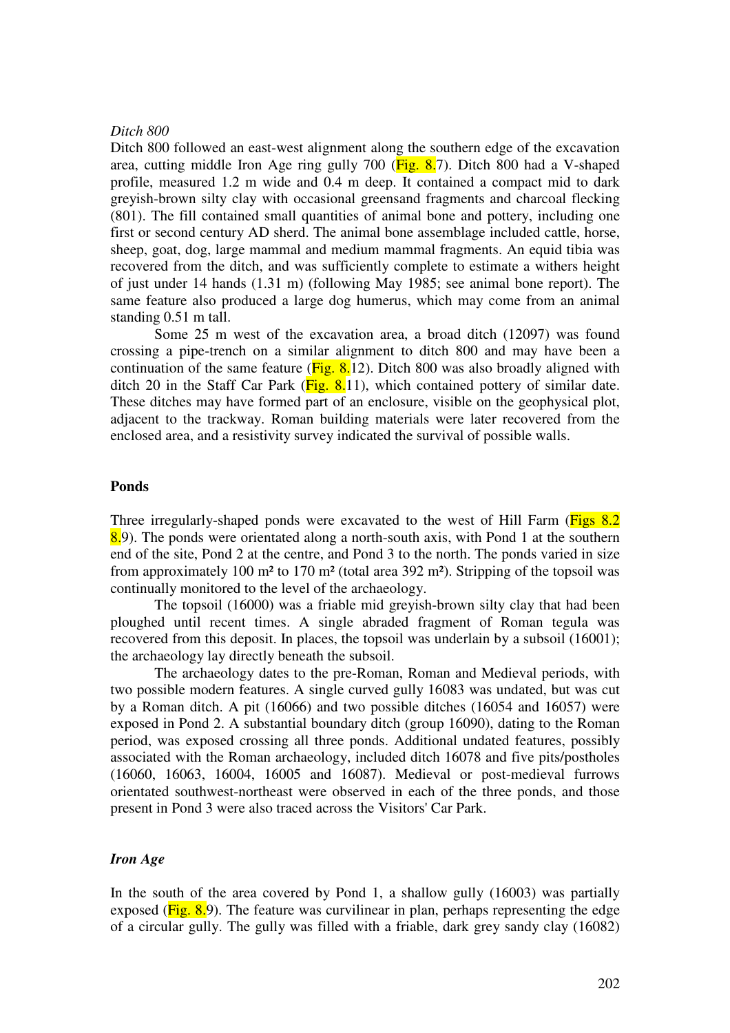*Ditch 800*

Ditch 800 followed an east-west alignment along the southern edge of the excavation area, cutting middle Iron Age ring gully 700 (Fig. 8.7). Ditch 800 had a V-shaped profile, measured 1.2 m wide and 0.4 m deep. It contained a compact mid to dark greyish-brown silty clay with occasional greensand fragments and charcoal flecking (801). The fill contained small quantities of animal bone and pottery, including one first or second century AD sherd. The animal bone assemblage included cattle, horse, sheep, goat, dog, large mammal and medium mammal fragments. An equid tibia was recovered from the ditch, and was sufficiently complete to estimate a withers height of just under 14 hands (1.31 m) (following May 1985; see animal bone report). The same feature also produced a large dog humerus, which may come from an animal standing 0.51 m tall.

Some 25 m west of the excavation area, a broad ditch (12097) was found crossing a pipe-trench on a similar alignment to ditch 800 and may have been a continuation of the same feature (Fig. 8.12). Ditch 800 was also broadly aligned with ditch 20 in the Staff Car Park (Fig. 8.11), which contained pottery of similar date. These ditches may have formed part of an enclosure, visible on the geophysical plot, adjacent to the trackway. Roman building materials were later recovered from the enclosed area, and a resistivity survey indicated the survival of possible walls.

## Ponds

Three irregularly-shaped ponds were excavated to the west of Hill Farm (Figs 8.2 8.9). The ponds were orientated along a north-south axis, with Pond 1 at the southern end of the site, Pond 2 at the centre, and Pond 3 to the north. The ponds varied in size from approximately 100 m² to 170 m² (total area 392 m²). Stripping of the topsoil was continually monitored to the level of the archaeology.

The topsoil (16000) was a friable mid greyish-brown silty clay that had been ploughed until recent times. A single abraded fragment of Roman tegula was recovered from this deposit. In places, the topsoil was underlain by a subsoil (16001); the archaeology lay directly beneath the subsoil.

The archaeology dates to the pre-Roman, Roman and Medieval periods, with two possible modern features. A single curved gully 16083 was undated, but was cut by a Roman ditch. A pit (16066) and two possible ditches (16054 and 16057) were exposed in Pond 2. A substantial boundary ditch (group 16090), dating to the Roman period, was exposed crossing all three ponds. Additional undated features, possibly associated with the Roman archaeology, included ditch 16078 and five pits/postholes (16060, 16063, 16004, 16005 and 16087). Medieval or post-medieval furrows orientated southwest-northeast were observed in each of the three ponds, and those present in Pond 3 were also traced across the Visitors' Car Park.

### *Iron Age*

In the south of the area covered by Pond 1, a shallow gully (16003) was partially exposed (Fig. 8.9). The feature was curvilinear in plan, perhaps representing the edge of a circular gully. The gully was filled with a friable, dark grey sandy clay (16082)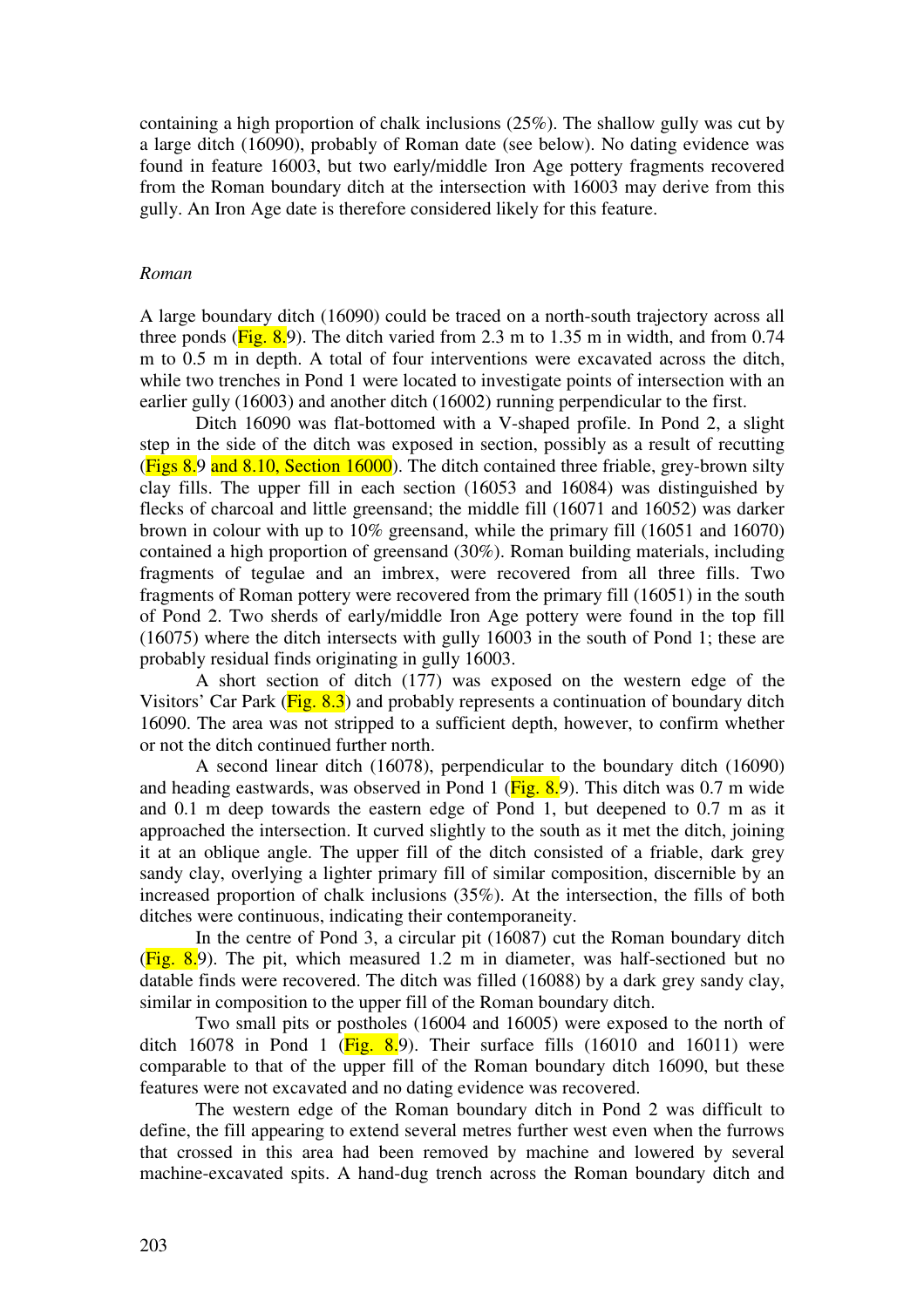containing a high proportion of chalk inclusions (25%). The shallow gully was cut by a large ditch (16090), probably of Roman date (see below). No dating evidence was found in feature 16003, but two early/middle Iron Age pottery fragments recovered from the Roman boundary ditch at the intersection with 16003 may derive from this gully. An Iron Age date is therefore considered likely for this feature.

### *Roman*

A large boundary ditch (16090) could be traced on a north-south trajectory across all three ponds (Fig. 8.9). The ditch varied from 2.3 m to 1.35 m in width, and from 0.74 m to 0.5 m in depth. A total of four interventions were excavated across the ditch, while two trenches in Pond 1 were located to investigate points of intersection with an earlier gully (16003) and another ditch (16002) running perpendicular to the first.

Ditch 16090 was flat-bottomed with a V-shaped profile. In Pond 2, a slight step in the side of the ditch was exposed in section, possibly as a result of recutting (Figs 8.9 and 8.10, Section 16000). The ditch contained three friable, grey-brown silty clay fills. The upper fill in each section (16053 and 16084) was distinguished by flecks of charcoal and little greensand; the middle fill (16071 and 16052) was darker brown in colour with up to 10% greensand, while the primary fill (16051 and 16070) contained a high proportion of greensand (30%). Roman building materials, including fragments of tegulae and an imbrex, were recovered from all three fills. Two fragments of Roman pottery were recovered from the primary fill (16051) in the south of Pond 2. Two sherds of early/middle Iron Age pottery were found in the top fill (16075) where the ditch intersects with gully 16003 in the south of Pond 1; these are probably residual finds originating in gully 16003.

A short section of ditch (177) was exposed on the western edge of the Visitors' Car Park (Fig. 8.3) and probably represents a continuation of boundary ditch 16090. The area was not stripped to a sufficient depth, however, to confirm whether or not the ditch continued further north.

A second linear ditch (16078), perpendicular to the boundary ditch (16090) and heading eastwards, was observed in Pond 1 (Fig. 8.9). This ditch was 0.7 m wide and 0.1 m deep towards the eastern edge of Pond 1, but deepened to 0.7 m as it approached the intersection. It curved slightly to the south as it met the ditch, joining it at an oblique angle. The upper fill of the ditch consisted of a friable, dark grey sandy clay, overlying a lighter primary fill of similar composition, discernible by an increased proportion of chalk inclusions (35%). At the intersection, the fills of both ditches were continuous, indicating their contemporaneity.

In the centre of Pond 3, a circular pit (16087) cut the Roman boundary ditch (Fig. 8.9). The pit, which measured 1.2 m in diameter, was half-sectioned but no datable finds were recovered. The ditch was filled (16088) by a dark grey sandy clay, similar in composition to the upper fill of the Roman boundary ditch.

Two small pits or postholes (16004 and 16005) were exposed to the north of ditch 16078 in Pond 1 (Fig. 8.9). Their surface fills (16010 and 16011) were comparable to that of the upper fill of the Roman boundary ditch 16090, but these features were not excavated and no dating evidence was recovered.

The western edge of the Roman boundary ditch in Pond 2 was difficult to define, the fill appearing to extend several metres further west even when the furrows that crossed in this area had been removed by machine and lowered by several machine-excavated spits. A hand-dug trench across the Roman boundary ditch and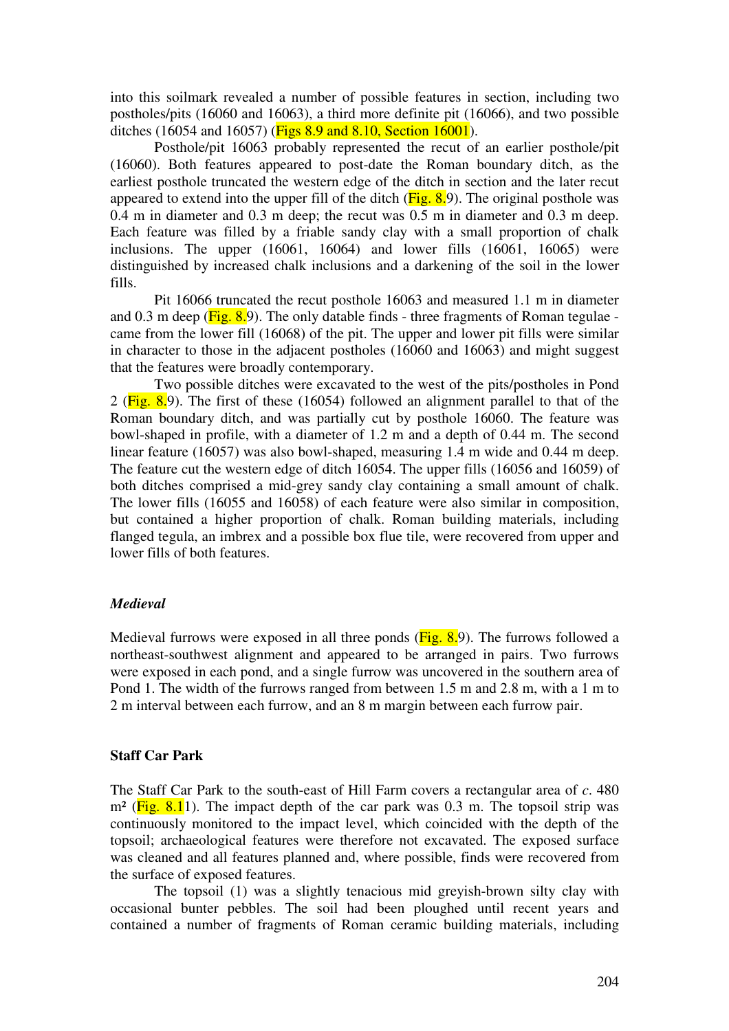into this soilmark revealed a number of possible features in section, including two postholes/pits (16060 and 16063), a third more definite pit (16066), and two possible ditches (16054 and 16057) (Figs 8.9 and 8.10, Section 16001).

Posthole/pit 16063 probably represented the recut of an earlier posthole/pit (16060). Both features appeared to post-date the Roman boundary ditch, as the earliest posthole truncated the western edge of the ditch in section and the later recut appeared to extend into the upper fill of the ditch (Fig. 8.9). The original posthole was 0.4 m in diameter and 0.3 m deep; the recut was 0.5 m in diameter and 0.3 m deep. Each feature was filled by a friable sandy clay with a small proportion of chalk inclusions. The upper (16061, 16064) and lower fills (16061, 16065) were distinguished by increased chalk inclusions and a darkening of the soil in the lower fills.

Pit 16066 truncated the recut posthole 16063 and measured 1.1 m in diameter and 0.3 m deep (Fig. 8.9). The only datable finds - three fragments of Roman tegulae - came from the lower fill (16068) of the pit. The upper and lower pit fills were similar in character to those in the adjacent postholes (16060 and 16063) and might suggest that the features were broadly contemporary.

Two possible ditches were excavated to the west of the pits/postholes in Pond 2 (Fig. 8.9). The first of these (16054) followed an alignment parallel to that of the Roman boundary ditch, and was partially cut by posthole 16060. The feature was bowl-shaped in profile, with a diameter of 1.2 m and a depth of 0.44 m. The second linear feature (16057) was also bowl-shaped, measuring 1.4 m wide and 0.44 m deep. The feature cut the western edge of ditch 16054. The upper fills (16056 and 16059) of both ditches comprised a mid-grey sandy clay containing a small amount of chalk. The lower fills (16055 and 16058) of each feature were also similar in composition, but contained a higher proportion of chalk. Roman building materials, including flanged tegula, an imbrex and a possible box flue tile, were recovered from upper and lower fills of both features.

### *Medieval*

Medieval furrows were exposed in all three ponds (Fig. 8.9). The furrows followed a northeast-southwest alignment and appeared to be arranged in pairs. Two furrows were exposed in each pond, and a single furrow was uncovered in the southern area of Pond 1. The width of the furrows ranged from between 1.5 m and 2.8 m, with a 1 m to 2 m interval between each furrow, and an 8 m margin between each furrow pair.

## Staff Car Park

The Staff Car Park to the south-east of Hill Farm covers a rectangular area of *c*. 480 m² (Fig. 8.11). The impact depth of the car park was 0.3 m. The topsoil strip was continuously monitored to the impact level, which coincided with the depth of the topsoil; archaeological features were therefore not excavated. The exposed surface was cleaned and all features planned and, where possible, finds were recovered from the surface of exposed features.

The topsoil (1) was a slightly tenacious mid greyish-brown silty clay with occasional bunter pebbles. The soil had been ploughed until recent years and contained a number of fragments of Roman ceramic building materials, including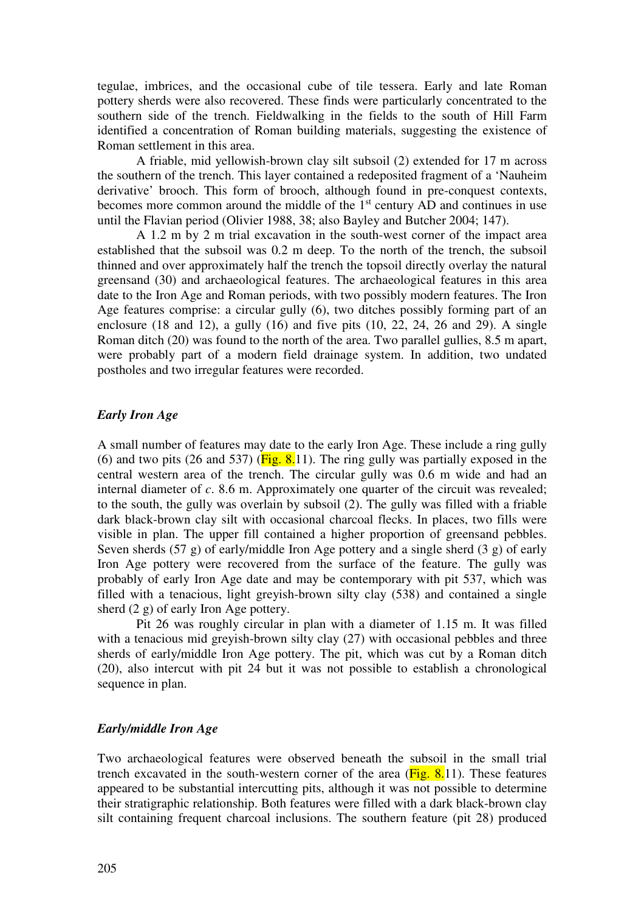tegulae, imbrices, and the occasional cube of tile tessera. Early and late Roman pottery sherds were also recovered. These finds were particularly concentrated to the southern side of the trench. Fieldwalking in the fields to the south of Hill Farm identified a concentration of Roman building materials, suggesting the existence of Roman settlement in this area.

A friable, mid yellowish-brown clay silt subsoil (2) extended for 17 m across the southern of the trench. This layer contained a redeposited fragment of a 'Nauheim derivative' brooch. This form of brooch, although found in pre-conquest contexts, becomes more common around the middle of the 1st century AD and continues in use until the Flavian period (Olivier 1988, 38; also Bayley and Butcher 2004; 147).

A 1.2 m by 2 m trial excavation in the south-west corner of the impact area established that the subsoil was 0.2 m deep. To the north of the trench, the subsoil thinned and over approximately half the trench the topsoil directly overlay the natural greensand (30) and archaeological features. The archaeological features in this area date to the Iron Age and Roman periods, with two possibly modern features. The Iron Age features comprise: a circular gully (6), two ditches possibly forming part of an enclosure (18 and 12), a gully (16) and five pits (10, 22, 24, 26 and 29). A single Roman ditch (20) was found to the north of the area. Two parallel gullies, 8.5 m apart, were probably part of a modern field drainage system. In addition, two undated postholes and two irregular features were recorded.

### *Early Iron Age*

A small number of features may date to the early Iron Age. These include a ring gully (6) and two pits (26 and 537) (Fig. 8.11). The ring gully was partially exposed in the central western area of the trench. The circular gully was 0.6 m wide and had an internal diameter of *c*. 8.6 m. Approximately one quarter of the circuit was revealed; to the south, the gully was overlain by subsoil (2). The gully was filled with a friable dark black-brown clay silt with occasional charcoal flecks. In places, two fills were visible in plan. The upper fill contained a higher proportion of greensand pebbles. Seven sherds (57 g) of early/middle Iron Age pottery and a single sherd (3 g) of early Iron Age pottery were recovered from the surface of the feature. The gully was probably of early Iron Age date and may be contemporary with pit 537, which was filled with a tenacious, light greyish-brown silty clay (538) and contained a single sherd (2 g) of early Iron Age pottery.

Pit 26 was roughly circular in plan with a diameter of 1.15 m. It was filled with a tenacious mid greyish-brown silty clay (27) with occasional pebbles and three sherds of early/middle Iron Age pottery. The pit, which was cut by a Roman ditch (20), also intercut with pit 24 but it was not possible to establish a chronological sequence in plan.

### *Early/middle Iron Age*

Two archaeological features were observed beneath the subsoil in the small trial trench excavated in the south-western corner of the area (Fig. 8.11). These features appeared to be substantial intercutting pits, although it was not possible to determine their stratigraphic relationship. Both features were filled with a dark black-brown clay silt containing frequent charcoal inclusions. The southern feature (pit 28) produced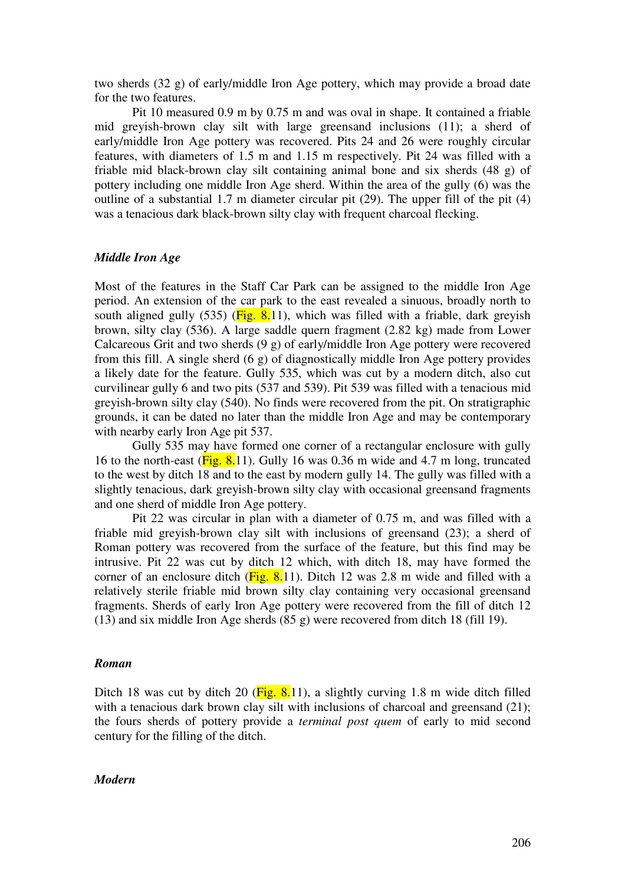two sherds (32 g) of early/middle Iron Age pottery, which may provide a broad date for the two features.

Pit 10 measured 0.9 m by 0.75 m and was oval in shape. It contained a friable mid greyish-brown clay silt with large greensand inclusions (11); a sherd of early/middle Iron Age pottery was recovered. Pits 24 and 26 were roughly circular features, with diameters of 1.5 m and 1.15 m respectively. Pit 24 was filled with a friable mid black-brown clay silt containing animal bone and six sherds (48 g) of pottery including one middle Iron Age sherd. Within the area of the gully (6) was the outline of a substantial 1.7 m diameter circular pit (29). The upper fill of the pit (4) was a tenacious dark black-brown silty clay with frequent charcoal flecking.

### *Middle Iron Age*

Most of the features in the Staff Car Park can be assigned to the middle Iron Age period. An extension of the car park to the east revealed a sinuous, broadly north to south aligned gully (535) (Fig. 8.11), which was filled with a friable, dark greyish brown, silty clay (536). A large saddle quern fragment (2.82 kg) made from Lower Calcareous Grit and two sherds (9 g) of early/middle Iron Age pottery were recovered from this fill. A single sherd (6 g) of diagnostically middle Iron Age pottery provides a likely date for the feature. Gully 535, which was cut by a modern ditch, also cut curvilinear gully 6 and two pits (537 and 539). Pit 539 was filled with a tenacious mid greyish-brown silty clay (540). No finds were recovered from the pit. On stratigraphic grounds, it can be dated no later than the middle Iron Age and may be contemporary with nearby early Iron Age pit 537.

Gully 535 may have formed one corner of a rectangular enclosure with gully 16 to the north-east (Fig. 8.11). Gully 16 was 0.36 m wide and 4.7 m long, truncated to the west by ditch 18 and to the east by modern gully 14. The gully was filled with a slightly tenacious, dark greyish-brown silty clay with occasional greensand fragments and one sherd of middle Iron Age pottery.

Pit 22 was circular in plan with a diameter of 0.75 m, and was filled with a friable mid greyish-brown clay silt with inclusions of greensand (23); a sherd of Roman pottery was recovered from the surface of the feature, but this find may be intrusive. Pit 22 was cut by ditch 12 which, with ditch 18, may have formed the corner of an enclosure ditch (Fig. 8.11). Ditch 12 was 2.8 m wide and filled with a relatively sterile friable mid brown silty clay containing very occasional greensand fragments. Sherds of early Iron Age pottery were recovered from the fill of ditch 12 (13) and six middle Iron Age sherds (85 g) were recovered from ditch 18 (fill 19).

### *Roman*

Ditch 18 was cut by ditch 20 (Fig. 8.11), a slightly curving 1.8 m wide ditch filled with a tenacious dark brown clay silt with inclusions of charcoal and greensand (21); the fours sherds of pottery provide a *terminal post quem* of early to mid second century for the filling of the ditch.

### *Modern*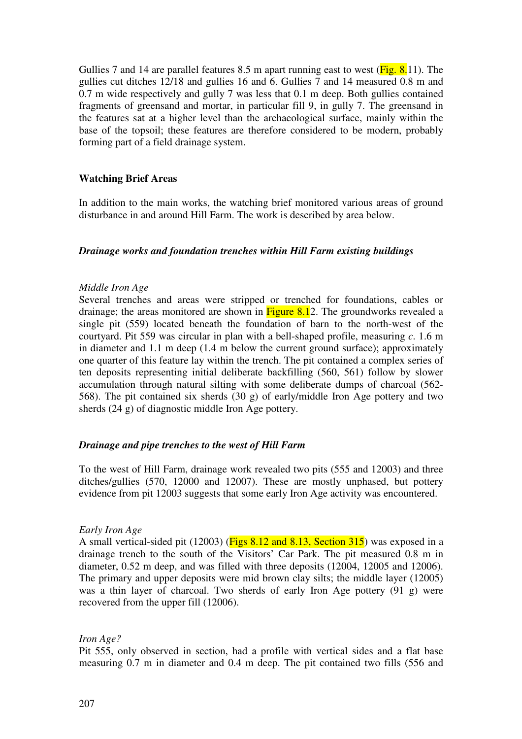Gullies 7 and 14 are parallel features 8.5 m apart running east to west (Fig. 8.11). The gullies cut ditches 12/18 and gullies 16 and 6. Gullies 7 and 14 measured 0.8 m and 0.7 m wide respectively and gully 7 was less that 0.1 m deep. Both gullies contained fragments of greensand and mortar, in particular fill 9, in gully 7. The greensand in the features sat at a higher level than the archaeological surface, mainly within the base of the topsoil; these features are therefore considered to be modern, probably forming part of a field drainage system.

## Watching Brief Areas

In addition to the main works, the watching brief monitored various areas of ground disturbance in and around Hill Farm. The work is described by area below.

### *Drainage works and foundation trenches within Hill Farm existing buildings*

*Middle Iron Age*

Several trenches and areas were stripped or trenched for foundations, cables or drainage; the areas monitored are shown in Figure 8.12. The groundworks revealed a single pit (559) located beneath the foundation of barn to the north-west of the courtyard. Pit 559 was circular in plan with a bell-shaped profile, measuring *c*. 1.6 m in diameter and 1.1 m deep (1.4 m below the current ground surface); approximately one quarter of this feature lay within the trench. The pit contained a complex series of ten deposits representing initial deliberate backfilling (560, 561) follow by slower accumulation through natural silting with some deliberate dumps of charcoal (562-568). The pit contained six sherds (30 g) of early/middle Iron Age pottery and two sherds (24 g) of diagnostic middle Iron Age pottery.

### *Drainage and pipe trenches to the west of Hill Farm*

To the west of Hill Farm, drainage work revealed two pits (555 and 12003) and three ditches/gullies (570, 12000 and 12007). These are mostly unphased, but pottery evidence from pit 12003 suggests that some early Iron Age activity was encountered.

*Early Iron Age*

A small vertical-sided pit (12003) (Figs 8.12 and 8.13, Section 315) was exposed in a drainage trench to the south of the Visitors' Car Park. The pit measured 0.8 m in diameter, 0.52 m deep, and was filled with three deposits (12004, 12005 and 12006). The primary and upper deposits were mid brown clay silts; the middle layer (12005) was a thin layer of charcoal. Two sherds of early Iron Age pottery (91 g) were recovered from the upper fill (12006).

*Iron Age?*

Pit 555, only observed in section, had a profile with vertical sides and a flat base measuring 0.7 m in diameter and 0.4 m deep. The pit contained two fills (556 and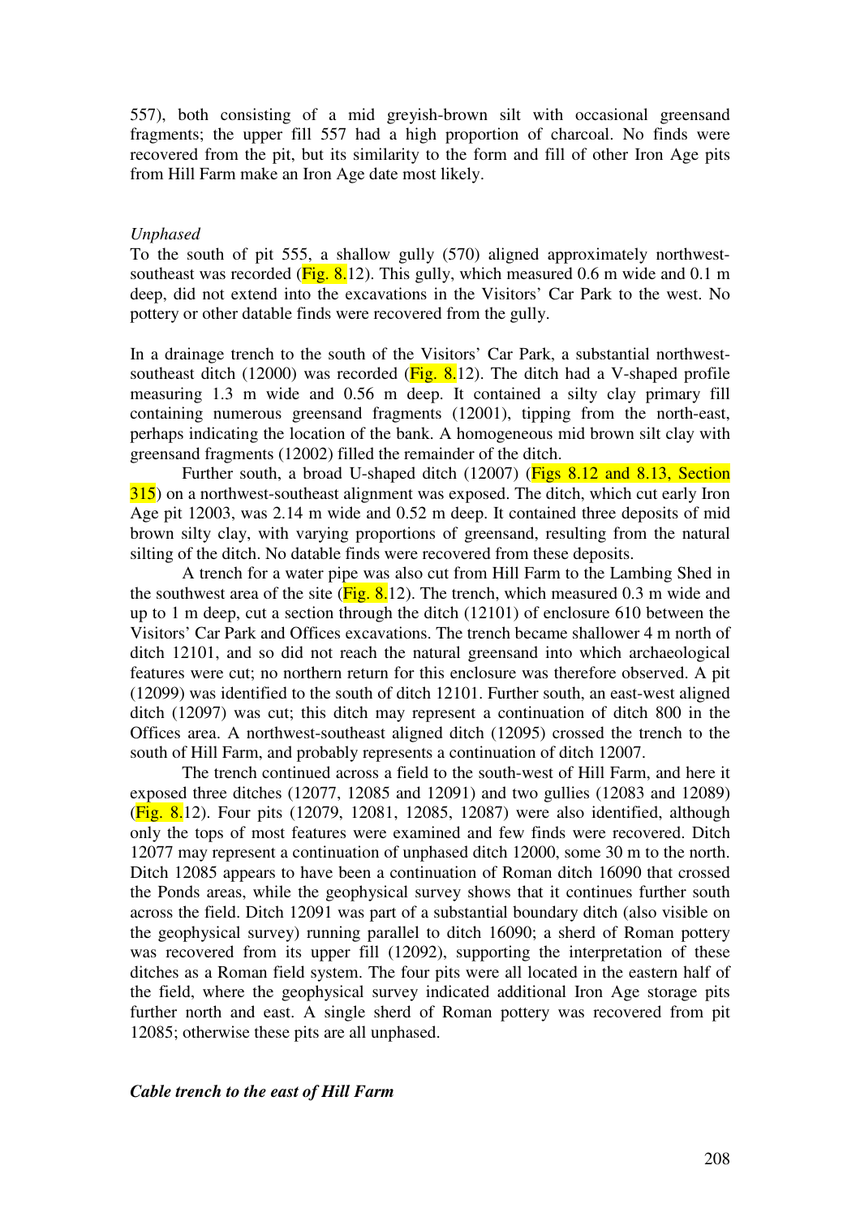557), both consisting of a mid greyish-brown silt with occasional greensand fragments; the upper fill 557 had a high proportion of charcoal. No finds were recovered from the pit, but its similarity to the form and fill of other Iron Age pits from Hill Farm make an Iron Age date most likely.

*Unphased*

To the south of pit 555, a shallow gully (570) aligned approximately northwest-southeast was recorded (Fig. 8.12). This gully, which measured 0.6 m wide and 0.1 m deep, did not extend into the excavations in the Visitors' Car Park to the west. No pottery or other datable finds were recovered from the gully.

In a drainage trench to the south of the Visitors' Car Park, a substantial northwest-southeast ditch (12000) was recorded (Fig. 8.12). The ditch had a V-shaped profile measuring 1.3 m wide and 0.56 m deep. It contained a silty clay primary fill containing numerous greensand fragments (12001), tipping from the north-east, perhaps indicating the location of the bank. A homogeneous mid brown silt clay with greensand fragments (12002) filled the remainder of the ditch.

Further south, a broad U-shaped ditch (12007) (Figs 8.12 and 8.13, Section 315) on a northwest-southeast alignment was exposed. The ditch, which cut early Iron Age pit 12003, was 2.14 m wide and 0.52 m deep. It contained three deposits of mid brown silty clay, with varying proportions of greensand, resulting from the natural silting of the ditch. No datable finds were recovered from these deposits.

A trench for a water pipe was also cut from Hill Farm to the Lambing Shed in the southwest area of the site (Fig. 8.12). The trench, which measured 0.3 m wide and up to 1 m deep, cut a section through the ditch (12101) of enclosure 610 between the Visitors' Car Park and Offices excavations. The trench became shallower 4 m north of ditch 12101, and so did not reach the natural greensand into which archaeological features were cut; no northern return for this enclosure was therefore observed. A pit (12099) was identified to the south of ditch 12101. Further south, an east-west aligned ditch (12097) was cut; this ditch may represent a continuation of ditch 800 in the Offices area. A northwest-southeast aligned ditch (12095) crossed the trench to the south of Hill Farm, and probably represents a continuation of ditch 12007.

The trench continued across a field to the south-west of Hill Farm, and here it exposed three ditches (12077, 12085 and 12091) and two gullies (12083 and 12089) (Fig. 8.12). Four pits (12079, 12081, 12085, 12087) were also identified, although only the tops of most features were examined and few finds were recovered. Ditch 12077 may represent a continuation of unphased ditch 12000, some 30 m to the north. Ditch 12085 appears to have been a continuation of Roman ditch 16090 that crossed the Ponds areas, while the geophysical survey shows that it continues further south across the field. Ditch 12091 was part of a substantial boundary ditch (also visible on the geophysical survey) running parallel to ditch 16090; a sherd of Roman pottery was recovered from its upper fill (12092), supporting the interpretation of these ditches as a Roman field system. The four pits were all located in the eastern half of the field, where the geophysical survey indicated additional Iron Age storage pits further north and east. A single sherd of Roman pottery was recovered from pit 12085; otherwise these pits are all unphased.

***Cable trench to the east of Hill Farm***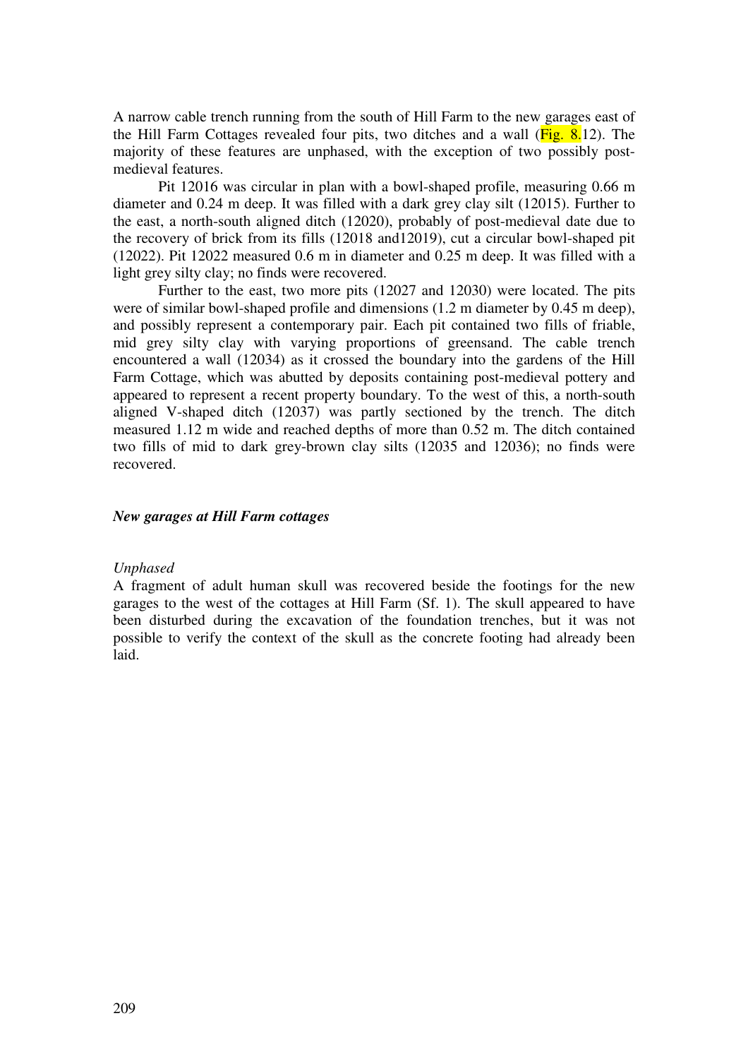A narrow cable trench running from the south of Hill Farm to the new garages east of the Hill Farm Cottages revealed four pits, two ditches and a wall (Fig. 8.12). The majority of these features are unphased, with the exception of two possibly post-medieval features.

Pit 12016 was circular in plan with a bowl-shaped profile, measuring 0.66 m diameter and 0.24 m deep. It was filled with a dark grey clay silt (12015). Further to the east, a north-south aligned ditch (12020), probably of post-medieval date due to the recovery of brick from its fills (12018 and12019), cut a circular bowl-shaped pit (12022). Pit 12022 measured 0.6 m in diameter and 0.25 m deep. It was filled with a light grey silty clay; no finds were recovered.

Further to the east, two more pits (12027 and 12030) were located. The pits were of similar bowl-shaped profile and dimensions (1.2 m diameter by 0.45 m deep), and possibly represent a contemporary pair. Each pit contained two fills of friable, mid grey silty clay with varying proportions of greensand. The cable trench encountered a wall (12034) as it crossed the boundary into the gardens of the Hill Farm Cottage, which was abutted by deposits containing post-medieval pottery and appeared to represent a recent property boundary. To the west of this, a north-south aligned V-shaped ditch (12037) was partly sectioned by the trench. The ditch measured 1.12 m wide and reached depths of more than 0.52 m. The ditch contained two fills of mid to dark grey-brown clay silts (12035 and 12036); no finds were recovered.

### *New garages at Hill Farm cottages*

*Unphased*

A fragment of adult human skull was recovered beside the footings for the new garages to the west of the cottages at Hill Farm (Sf. 1). The skull appeared to have been disturbed during the excavation of the foundation trenches, but it was not possible to verify the context of the skull as the concrete footing had already been laid.